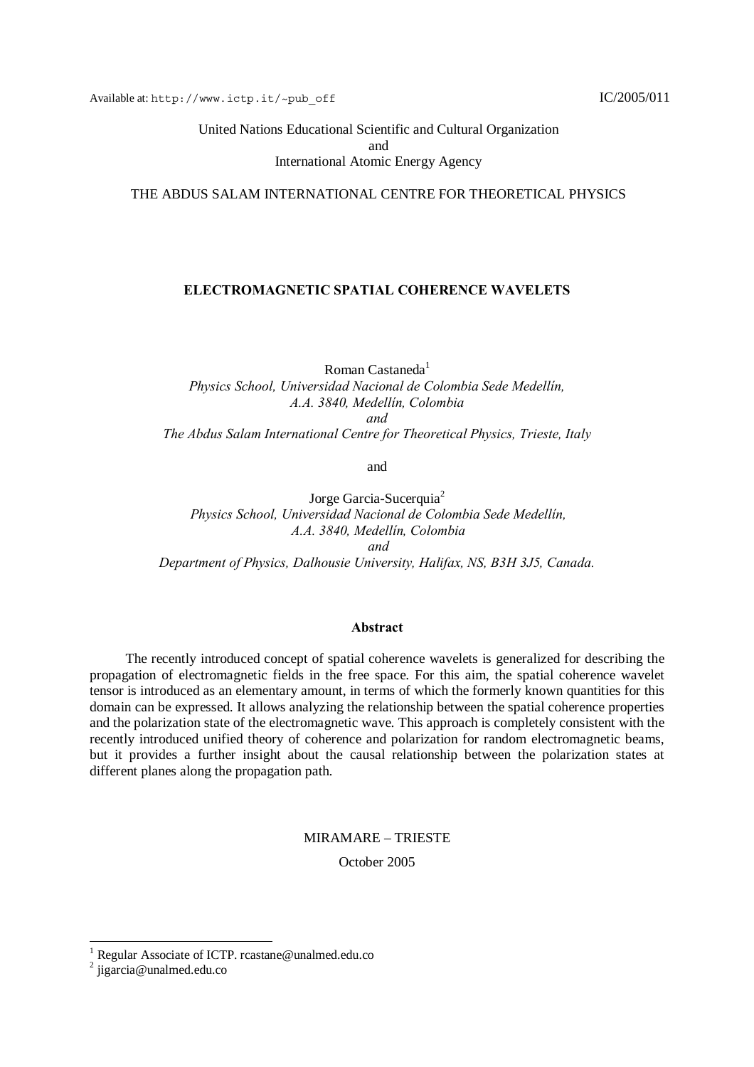Available at: http://www.ictp.it/~pub_off IC/2005/011

United Nations Educational Scientific and Cultural Organization
and
International Atomic Energy Agency

THE ABDUS SALAM INTERNATIONAL CENTRE FOR THEORETICAL PHYSICS

# ELECTROMAGNETIC SPATIAL COHERENCE WAVELETS

Roman Castaneda[1]
*Physics School, Universidad Nacional de Colombia Sede Medellín,*
*A.A. 3840, Medellín, Colombia*
*and*
*The Abdus Salam International Centre for Theoretical Physics, Trieste, Italy*

and

Jorge Garcia-Sucerquia[2]
*Physics School, Universidad Nacional de Colombia Sede Medellín,*
*A.A. 3840, Medellín, Colombia*
*and*
*Department of Physics, Dalhousie University, Halifax, NS, B3H 3J5, Canada.*

## Abstract

The recently introduced concept of spatial coherence wavelets is generalized for describing the propagation of electromagnetic fields in the free space. For this aim, the spatial coherence wavelet tensor is introduced as an elementary amount, in terms of which the formerly known quantities for this domain can be expressed. It allows analyzing the relationship between the spatial coherence properties and the polarization state of the electromagnetic wave. This approach is completely consistent with the recently introduced unified theory of coherence and polarization for random electromagnetic beams, but it provides a further insight about the causal relationship between the polarization states at different planes along the propagation path.

MIRAMARE – TRIESTE

October 2005

[1] Regular Associate of ICTP. rcastane@unalmed.edu.co
[2] jigarcia@unalmed.edu.co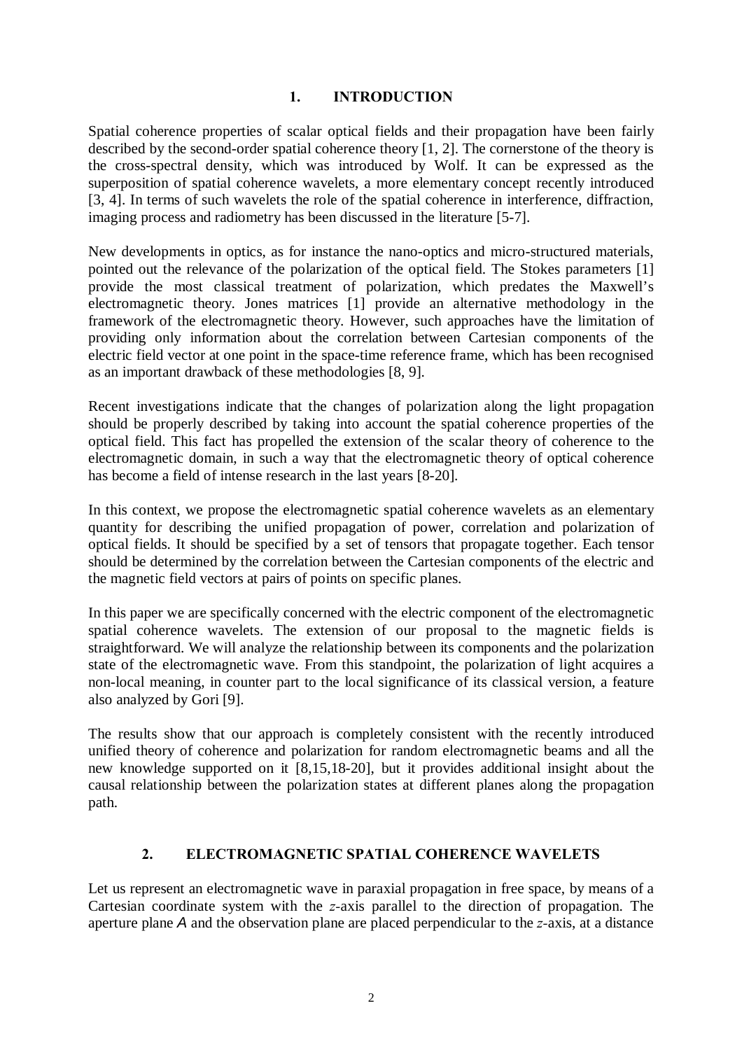## 1. INTRODUCTION

Spatial coherence properties of scalar optical fields and their propagation have been fairly described by the second-order spatial coherence theory [1, 2]. The cornerstone of the theory is the cross-spectral density, which was introduced by Wolf. It can be expressed as the superposition of spatial coherence wavelets, a more elementary concept recently introduced [3, 4]. In terms of such wavelets the role of the spatial coherence in interference, diffraction, imaging process and radiometry has been discussed in the literature [5-7].

New developments in optics, as for instance the nano-optics and micro-structured materials, pointed out the relevance of the polarization of the optical field. The Stokes parameters [1] provide the most classical treatment of polarization, which predates the Maxwell's electromagnetic theory. Jones matrices [1] provide an alternative methodology in the framework of the electromagnetic theory. However, such approaches have the limitation of providing only information about the correlation between Cartesian components of the electric field vector at one point in the space-time reference frame, which has been recognised as an important drawback of these methodologies [8, 9].

Recent investigations indicate that the changes of polarization along the light propagation should be properly described by taking into account the spatial coherence properties of the optical field. This fact has propelled the extension of the scalar theory of coherence to the electromagnetic domain, in such a way that the electromagnetic theory of optical coherence has become a field of intense research in the last years [8-20].

In this context, we propose the electromagnetic spatial coherence wavelets as an elementary quantity for describing the unified propagation of power, correlation and polarization of optical fields. It should be specified by a set of tensors that propagate together. Each tensor should be determined by the correlation between the Cartesian components of the electric and the magnetic field vectors at pairs of points on specific planes.

In this paper we are specifically concerned with the electric component of the electromagnetic spatial coherence wavelets. The extension of our proposal to the magnetic fields is straightforward. We will analyze the relationship between its components and the polarization state of the electromagnetic wave. From this standpoint, the polarization of light acquires a non-local meaning, in counter part to the local significance of its classical version, a feature also analyzed by Gori [9].

The results show that our approach is completely consistent with the recently introduced unified theory of coherence and polarization for random electromagnetic beams and all the new knowledge supported on it [8,15,18-20], but it provides additional insight about the causal relationship between the polarization states at different planes along the propagation path.

## 2. ELECTROMAGNETIC SPATIAL COHERENCE WAVELETS

Let us represent an electromagnetic wave in paraxial propagation in free space, by means of a Cartesian coordinate system with the $z$-axis parallel to the direction of propagation. The aperture plane $A$ and the observation plane are placed perpendicular to the $z$-axis, at a distance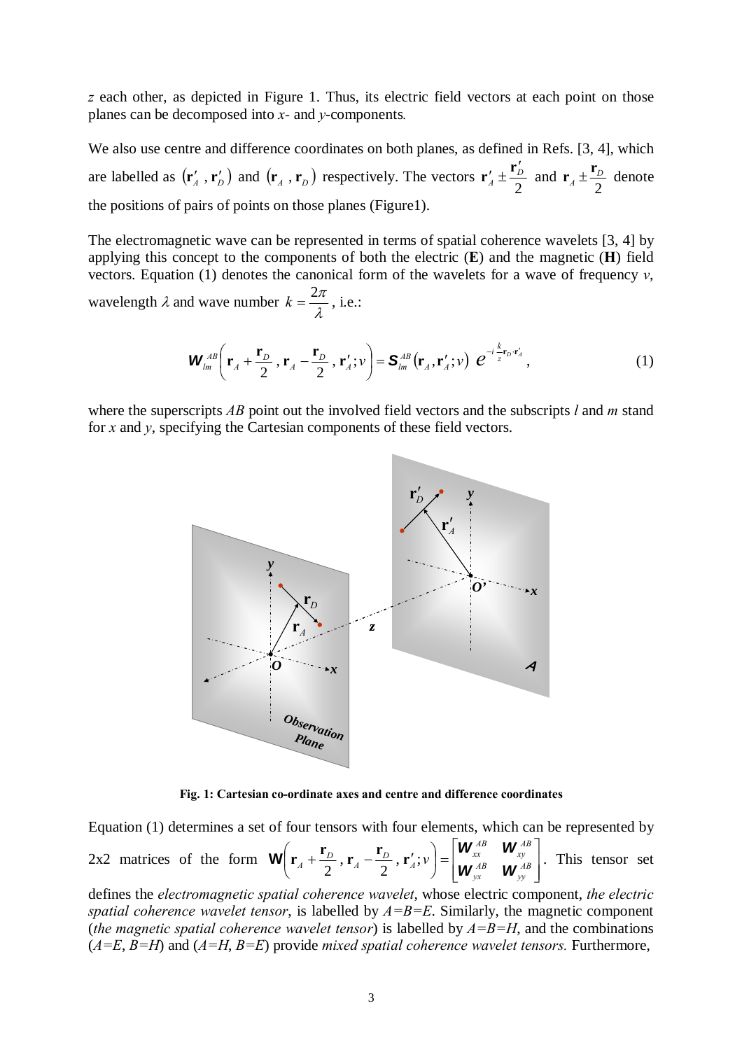$z$ each other, as depicted in Figure 1. Thus, its electric field vectors at each point on those planes can be decomposed into $x$- and $y$-components.

We also use centre and difference coordinates on both planes, as defined in Refs. [3, 4], which are labelled as $(\mathbf{r}'_A, \mathbf{r}'_D)$ and $(\mathbf{r}_A, \mathbf{r}_D)$ respectively. The vectors $\mathbf{r}'_A \pm \frac{\mathbf{r}'_D}{2}$ and $\mathbf{r}_A \pm \frac{\mathbf{r}_D}{2}$ denote the positions of pairs of points on those planes (Figure1).

The electromagnetic wave can be represented in terms of spatial coherence wavelets [3, 4] by applying this concept to the components of both the electric (**E**) and the magnetic (**H**) field vectors. Equation (1) denotes the canonical form of the wavelets for a wave of frequency $\nu$, wavelength $\lambda$ and wave number $k = \frac{2\pi}{\lambda}$, i.e.:

$$\boldsymbol{W}_{lm}^{AB}\left(\mathbf{r}_A + \frac{\mathbf{r}_D}{2}, \mathbf{r}_A - \frac{\mathbf{r}_D}{2}, \mathbf{r}'_A; \nu\right) = \boldsymbol{S}_{lm}^{AB}\left(\mathbf{r}_A, \mathbf{r}'_A; \nu\right) e^{-i\frac{k}{z}\mathbf{r}_D \cdot \mathbf{r}'_A}, \tag{1}$$

where the superscripts $AB$ point out the involved field vectors and the subscripts $l$ and $m$ stand for $x$ and $y$, specifying the Cartesian components of these field vectors.

**Fig. 1: Cartesian co-ordinate axes and centre and difference coordinates**

Equation (1) determines a set of four tensors with four elements, which can be represented by 2x2 matrices of the form $\mathbf{W}\left(\mathbf{r}_A + \frac{\mathbf{r}_D}{2}, \mathbf{r}_A - \frac{\mathbf{r}_D}{2}, \mathbf{r}'_A; \nu\right) = \begin{bmatrix} \boldsymbol{W}_{xx}^{AB} & \boldsymbol{W}_{xy}^{AB} \\ \boldsymbol{W}_{yx}^{AB} & \boldsymbol{W}_{yy}^{AB} \end{bmatrix}$. This tensor set defines the *electromagnetic spatial coherence wavelet*, whose electric component, *the electric spatial coherence wavelet tensor*, is labelled by $A$=$B$=$E$. Similarly, the magnetic component (*the magnetic spatial coherence wavelet tensor*) is labelled by $A$=$B$=$H$, and the combinations ($A$=$E$, $B$=$H$) and ($A$=$H$, $B$=$E$) provide *mixed spatial coherence wavelet tensors.* Furthermore,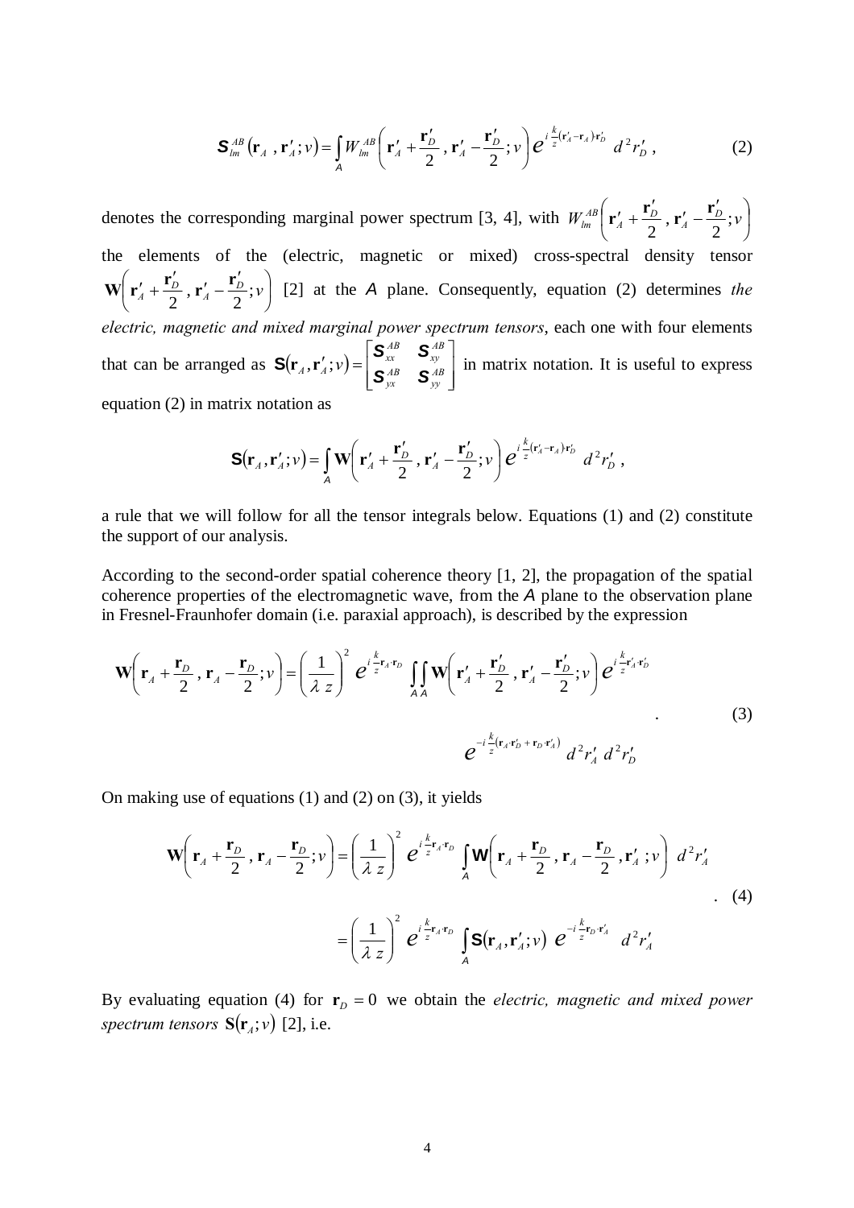$$\mathbf{S}_{lm}^{AB}\left(\mathbf{r}_A\,,\mathbf{r}_A';\nu\right)=\int_A W_{lm}^{AB}\left(\mathbf{r}_A'+\frac{\mathbf{r}_D'}{2}\,,\mathbf{r}_A'-\frac{\mathbf{r}_D'}{2};\nu\right)e^{i\frac{k}{z}(\mathbf{r}_A'-\mathbf{r}_A)\cdot\mathbf{r}_D'}\,d^2r_D'\,, \tag{2}$$

denotes the corresponding marginal power spectrum [3, 4], with $W_{lm}^{AB}\left(\mathbf{r}_A'+\frac{\mathbf{r}_D'}{2}\,,\mathbf{r}_A'-\frac{\mathbf{r}_D'}{2};\nu\right)$ the elements of the (electric, magnetic or mixed) cross-spectral density tensor $\mathbf{W}\left(\mathbf{r}_A'+\frac{\mathbf{r}_D'}{2}\,,\mathbf{r}_A'-\frac{\mathbf{r}_D'}{2};\nu\right)$ [2] at the $A$ plane. Consequently, equation (2) determines *the electric, magnetic and mixed marginal power spectrum tensors*, each one with four elements that can be arranged as $\mathbf{S}(\mathbf{r}_A,\mathbf{r}_A';\nu)=\begin{bmatrix}\mathbf{S}_{xx}^{AB} & \mathbf{S}_{xy}^{AB}\\ \mathbf{S}_{yx}^{AB} & \mathbf{S}_{yy}^{AB}\end{bmatrix}$ in matrix notation. It is useful to express equation (2) in matrix notation as

$$\mathbf{S}(\mathbf{r}_A,\mathbf{r}_A';\nu)=\int_A \mathbf{W}\left(\mathbf{r}_A'+\frac{\mathbf{r}_D'}{2}\,,\mathbf{r}_A'-\frac{\mathbf{r}_D'}{2};\nu\right)e^{i\frac{k}{z}(\mathbf{r}_A'-\mathbf{r}_A)\cdot\mathbf{r}_D'}\,d^2r_D'\,,$$

a rule that we will follow for all the tensor integrals below. Equations (1) and (2) constitute the support of our analysis.

According to the second-order spatial coherence theory [1, 2], the propagation of the spatial coherence properties of the electromagnetic wave, from the $A$ plane to the observation plane in Fresnel-Fraunhofer domain (i.e. paraxial approach), is described by the expression

$$\mathbf{W}\left(\mathbf{r}_A+\frac{\mathbf{r}_D}{2}\,,\mathbf{r}_A-\frac{\mathbf{r}_D}{2};\nu\right)=\left(\frac{1}{\lambda\,z}\right)^2 e^{i\frac{k}{z}\mathbf{r}_A\cdot\mathbf{r}_D}\iint_{A\,A}\mathbf{W}\left(\mathbf{r}_A'+\frac{\mathbf{r}_D'}{2}\,,\mathbf{r}_A'-\frac{\mathbf{r}_D'}{2};\nu\right)e^{i\frac{k}{z}\mathbf{r}_A'\cdot\mathbf{r}_D'}\,e^{-i\frac{k}{z}(\mathbf{r}_A\cdot\mathbf{r}_D'+\mathbf{r}_D\cdot\mathbf{r}_A')}\,d^2r_A'\,d^2r_D' \,. \tag{3}$$

On making use of equations (1) and (2) on (3), it yields

$$\begin{aligned}\mathbf{W}\left(\mathbf{r}_A+\frac{\mathbf{r}_D}{2}\,,\mathbf{r}_A-\frac{\mathbf{r}_D}{2};\nu\right)&=\left(\frac{1}{\lambda\,z}\right)^2 e^{i\frac{k}{z}\mathbf{r}_A\cdot\mathbf{r}_D}\int_A\mathbf{W}\left(\mathbf{r}_A+\frac{\mathbf{r}_D}{2}\,,\mathbf{r}_A-\frac{\mathbf{r}_D}{2}\,,\mathbf{r}_A'\,;\nu\right)\,d^2r_A'\\&=\left(\frac{1}{\lambda\,z}\right)^2 e^{i\frac{k}{z}\mathbf{r}_A\cdot\mathbf{r}_D}\int_A\mathbf{S}(\mathbf{r}_A,\mathbf{r}_A';\nu)\,e^{-i\frac{k}{z}\mathbf{r}_D\cdot\mathbf{r}_A'}\,d^2r_A'\end{aligned}\,. \tag{4}$$

By evaluating equation (4) for $\mathbf{r}_D=0$ we obtain the *electric, magnetic and mixed power spectrum tensors* $\mathbf{S}(\mathbf{r}_A;\nu)$ [2], i.e.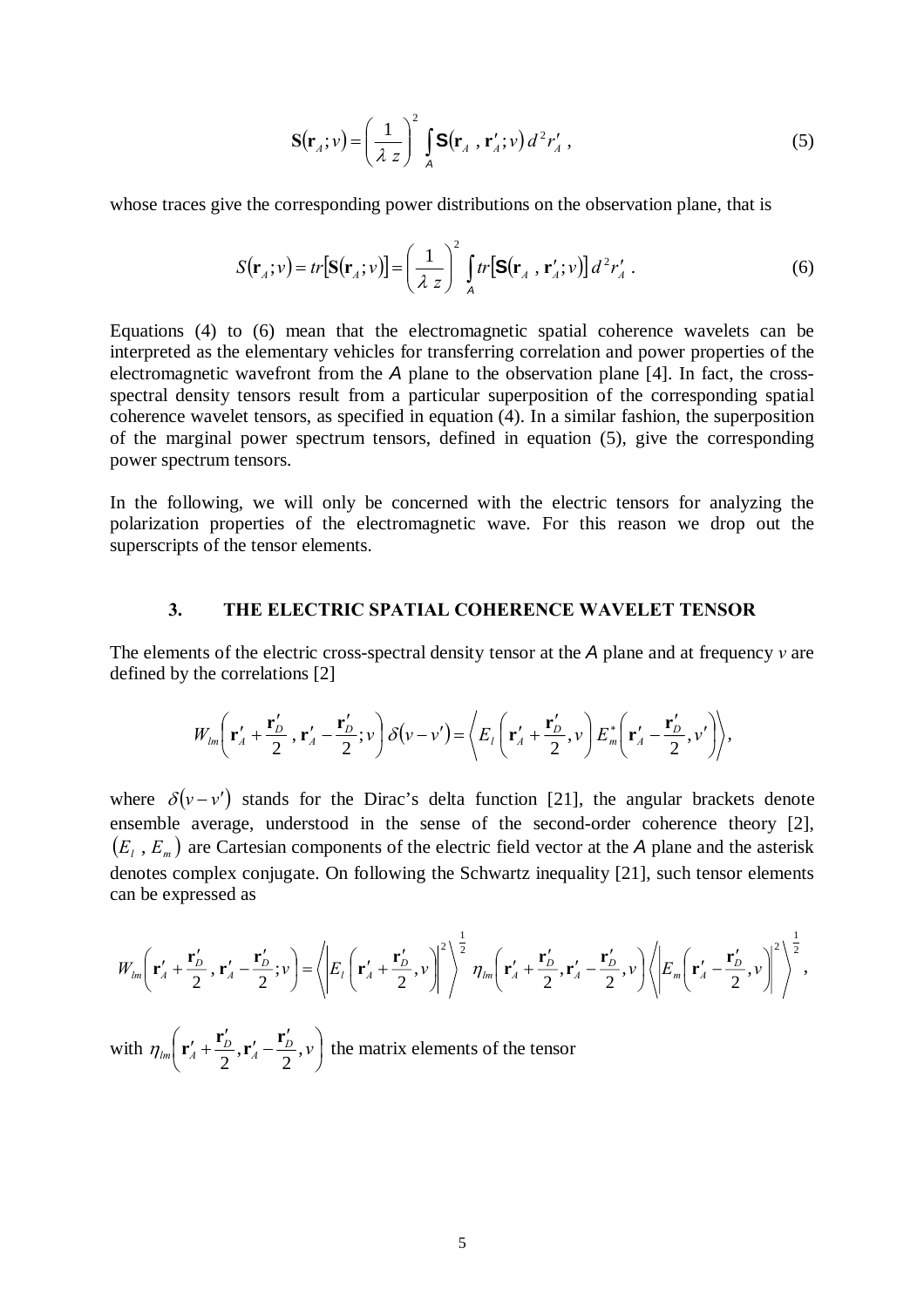$$\mathbf{S}(\mathbf{r}_A;v) = \left(\frac{1}{\lambda\, z}\right)^2 \int_A \mathsf{S}(\mathbf{r}_A\,,\,\mathbf{r}'_A;v)\, d^2 r'_A\,, \tag{5}$$

whose traces give the corresponding power distributions on the observation plane, that is

$$S(\mathbf{r}_A;v) = tr[\mathbf{S}(\mathbf{r}_A;v)] = \left(\frac{1}{\lambda\, z}\right)^2 \int_A tr[\mathsf{S}(\mathbf{r}_A\,,\,\mathbf{r}'_A;v)]\, d^2 r'_A\,. \tag{6}$$

Equations (4) to (6) mean that the electromagnetic spatial coherence wavelets can be interpreted as the elementary vehicles for transferring correlation and power properties of the electromagnetic wavefront from the $A$ plane to the observation plane [4]. In fact, the cross-spectral density tensors result from a particular superposition of the corresponding spatial coherence wavelet tensors, as specified in equation (4). In a similar fashion, the superposition of the marginal power spectrum tensors, defined in equation (5), give the corresponding power spectrum tensors.

In the following, we will only be concerned with the electric tensors for analyzing the polarization properties of the electromagnetic wave. For this reason we drop out the superscripts of the tensor elements.

## 3. THE ELECTRIC SPATIAL COHERENCE WAVELET TENSOR

The elements of the electric cross-spectral density tensor at the $A$ plane and at frequency $v$ are defined by the correlations [2]

$$W_{lm}\left(\mathbf{r}'_A + \frac{\mathbf{r}'_D}{2}\,,\,\mathbf{r}'_A - \frac{\mathbf{r}'_D}{2};v\right)\delta(v-v') = \left\langle E_l\left(\mathbf{r}'_A + \frac{\mathbf{r}'_D}{2},v\right)E^*_m\left(\mathbf{r}'_A - \frac{\mathbf{r}'_D}{2},v'\right)\right\rangle,$$

where $\delta(v-v')$ stands for the Dirac's delta function [21], the angular brackets denote ensemble average, understood in the sense of the second-order coherence theory [2], $(E_l\,,\,E_m)$ are Cartesian components of the electric field vector at the $A$ plane and the asterisk denotes complex conjugate. On following the Schwartz inequality [21], such tensor elements can be expressed as

$$W_{lm}\left(\mathbf{r}'_A + \frac{\mathbf{r}'_D}{2}\,,\,\mathbf{r}'_A - \frac{\mathbf{r}'_D}{2};v\right) = \left\langle \left|E_l\left(\mathbf{r}'_A + \frac{\mathbf{r}'_D}{2},v\right)\right|^2\right\rangle^{\frac{1}{2}} \eta_{lm}\left(\mathbf{r}'_A + \frac{\mathbf{r}'_D}{2},\mathbf{r}'_A - \frac{\mathbf{r}'_D}{2},v\right)\left\langle \left|E_m\left(\mathbf{r}'_A - \frac{\mathbf{r}'_D}{2},v\right)\right|^2\right\rangle^{\frac{1}{2}},$$

with $\eta_{lm}\left(\mathbf{r}'_A + \frac{\mathbf{r}'_D}{2},\mathbf{r}'_A - \frac{\mathbf{r}'_D}{2},v\right)$ the matrix elements of the tensor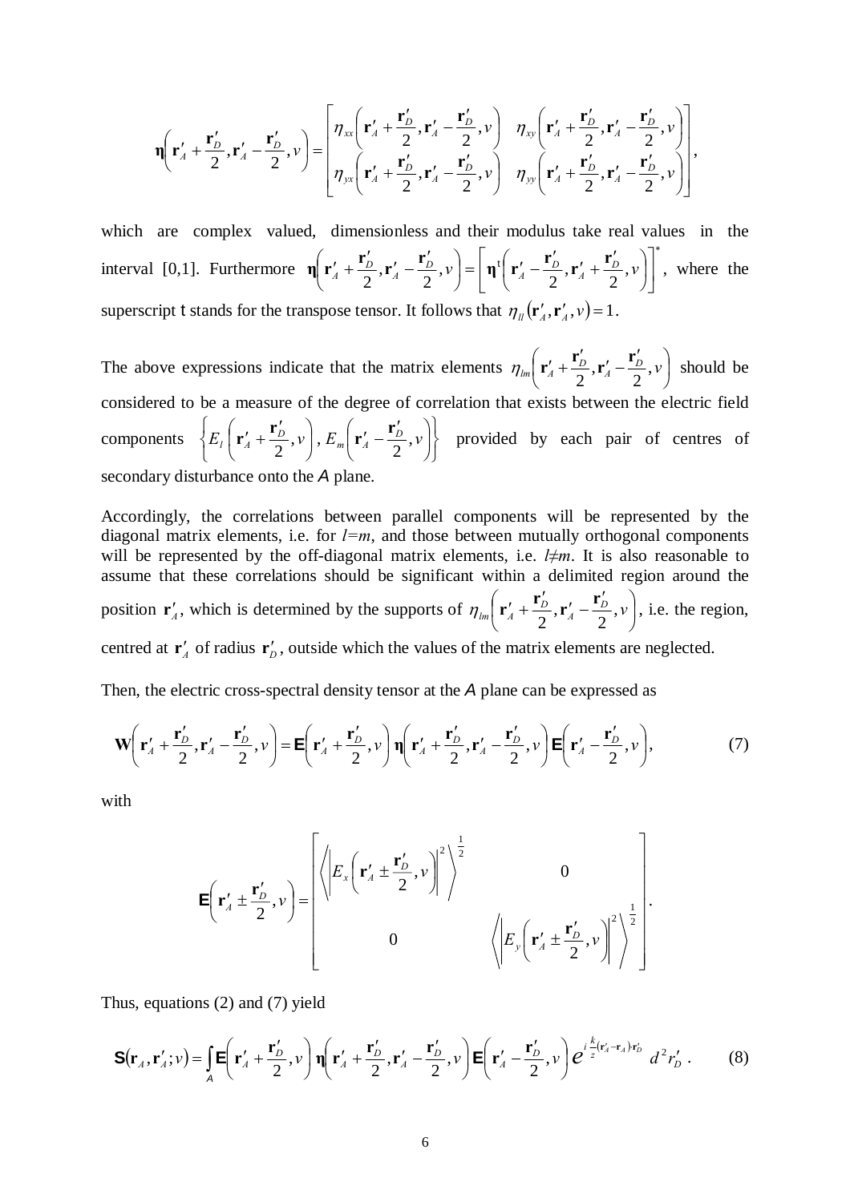$$\boldsymbol{\eta}\left(\mathbf{r}'_A+\frac{\mathbf{r}'_D}{2},\mathbf{r}'_A-\frac{\mathbf{r}'_D}{2},\nu\right)=\begin{bmatrix}\eta_{xx}\left(\mathbf{r}'_A+\frac{\mathbf{r}'_D}{2},\mathbf{r}'_A-\frac{\mathbf{r}'_D}{2},\nu\right) & \eta_{xy}\left(\mathbf{r}'_A+\frac{\mathbf{r}'_D}{2},\mathbf{r}'_A-\frac{\mathbf{r}'_D}{2},\nu\right)\\ \eta_{yx}\left(\mathbf{r}'_A+\frac{\mathbf{r}'_D}{2},\mathbf{r}'_A-\frac{\mathbf{r}'_D}{2},\nu\right) & \eta_{yy}\left(\mathbf{r}'_A+\frac{\mathbf{r}'_D}{2},\mathbf{r}'_A-\frac{\mathbf{r}'_D}{2},\nu\right)\end{bmatrix},$$

which are complex valued, dimensionless and their modulus take real values in the interval [0,1]. Furthermore $\boldsymbol{\eta}\left(\mathbf{r}'_A+\frac{\mathbf{r}'_D}{2},\mathbf{r}'_A-\frac{\mathbf{r}'_D}{2},\nu\right)=\left[\boldsymbol{\eta}^{\mathrm{t}}\left(\mathbf{r}'_A-\frac{\mathbf{r}'_D}{2},\mathbf{r}'_A+\frac{\mathbf{r}'_D}{2},\nu\right)\right]^*$, where the superscript t stands for the transpose tensor. It follows that $\eta_{ll}\left(\mathbf{r}'_A,\mathbf{r}'_A,\nu\right)=1$.

The above expressions indicate that the matrix elements $\eta_{lm}\left(\mathbf{r}'_A+\frac{\mathbf{r}'_D}{2},\mathbf{r}'_A-\frac{\mathbf{r}'_D}{2},\nu\right)$ should be considered to be a measure of the degree of correlation that exists between the electric field components $\left\{E_l\left(\mathbf{r}'_A+\frac{\mathbf{r}'_D}{2},\nu\right),E_m\left(\mathbf{r}'_A-\frac{\mathbf{r}'_D}{2},\nu\right)\right\}$ provided by each pair of centres of secondary disturbance onto the $A$ plane.

Accordingly, the correlations between parallel components will be represented by the diagonal matrix elements, i.e. for $l=m$, and those between mutually orthogonal components will be represented by the off-diagonal matrix elements, i.e. $l\neq m$. It is also reasonable to assume that these correlations should be significant within a delimited region around the position $\mathbf{r}'_A$, which is determined by the supports of $\eta_{lm}\left(\mathbf{r}'_A+\frac{\mathbf{r}'_D}{2},\mathbf{r}'_A-\frac{\mathbf{r}'_D}{2},\nu\right)$, i.e. the region, centred at $\mathbf{r}'_A$ of radius $\mathbf{r}'_D$, outside which the values of the matrix elements are neglected.

Then, the electric cross-spectral density tensor at the $A$ plane can be expressed as

$$\mathbf{W}\left(\mathbf{r}'_A+\frac{\mathbf{r}'_D}{2},\mathbf{r}'_A-\frac{\mathbf{r}'_D}{2},\nu\right)=\mathbf{E}\left(\mathbf{r}'_A+\frac{\mathbf{r}'_D}{2},\nu\right)\boldsymbol{\eta}\left(\mathbf{r}'_A+\frac{\mathbf{r}'_D}{2},\mathbf{r}'_A-\frac{\mathbf{r}'_D}{2},\nu\right)\mathbf{E}\left(\mathbf{r}'_A-\frac{\mathbf{r}'_D}{2},\nu\right),\tag{7}$$

with

$$\mathbf{E}\left(\mathbf{r}'_A\pm\frac{\mathbf{r}'_D}{2},\nu\right)=\begin{bmatrix}\left\langle\left|E_x\left(\mathbf{r}'_A\pm\frac{\mathbf{r}'_D}{2},\nu\right)\right|^2\right\rangle^{\frac{1}{2}} & 0\\ 0 & \left\langle\left|E_y\left(\mathbf{r}'_A\pm\frac{\mathbf{r}'_D}{2},\nu\right)\right|^2\right\rangle^{\frac{1}{2}}\end{bmatrix}.$$

Thus, equations (2) and (7) yield

$$\mathbf{S}\left(\mathbf{r}_A,\mathbf{r}'_A;\nu\right)=\int_A\mathbf{E}\left(\mathbf{r}'_A+\frac{\mathbf{r}'_D}{2},\nu\right)\boldsymbol{\eta}\left(\mathbf{r}'_A+\frac{\mathbf{r}'_D}{2},\mathbf{r}'_A-\frac{\mathbf{r}'_D}{2},\nu\right)\mathbf{E}\left(\mathbf{r}'_A-\frac{\mathbf{r}'_D}{2},\nu\right)e^{i\frac{k}{z}\left(\mathbf{r}'_A-\mathbf{r}_A\right)\cdot\mathbf{r}'_D}\,d^2r'_D\,.\tag{8}$$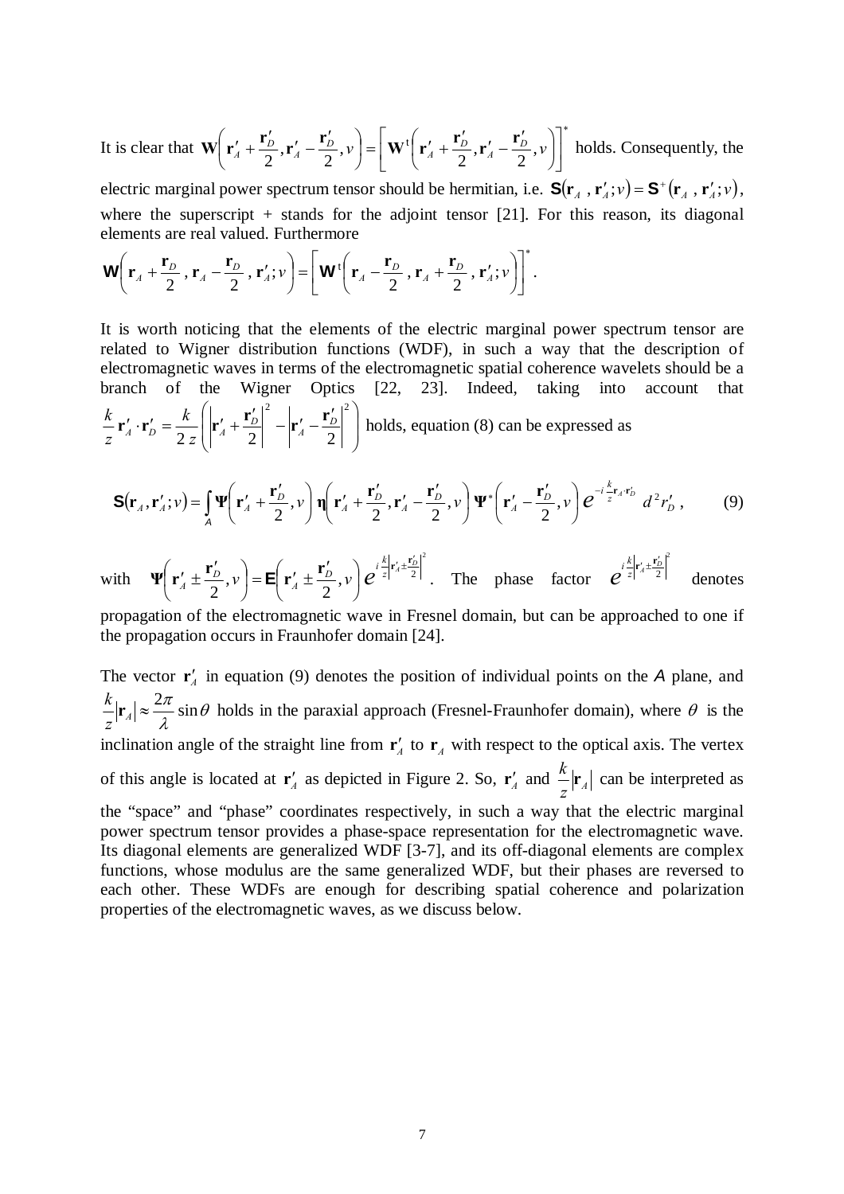It is clear that $\mathbf{W}\left(\mathbf{r}'_A + \frac{\mathbf{r}'_D}{2}, \mathbf{r}'_A - \frac{\mathbf{r}'_D}{2}, \nu\right) = \left[\mathbf{W}^{\mathrm{t}}\left(\mathbf{r}'_A + \frac{\mathbf{r}'_D}{2}, \mathbf{r}'_A - \frac{\mathbf{r}'_D}{2}, \nu\right)\right]^*$ holds. Consequently, the electric marginal power spectrum tensor should be hermitian, i.e. $\mathbf{S}(\mathbf{r}_A, \mathbf{r}'_A; \nu) = \mathbf{S}^+(\mathbf{r}_A, \mathbf{r}'_A; \nu)$, where the superscript + stands for the adjoint tensor [21]. For this reason, its diagonal elements are real valued. Furthermore

$$\mathbf{W}\left(\mathbf{r}_A + \frac{\mathbf{r}_D}{2}, \mathbf{r}_A - \frac{\mathbf{r}_D}{2}, \mathbf{r}'_A; \nu\right) = \left[\mathbf{W}^{\mathrm{t}}\left(\mathbf{r}_A - \frac{\mathbf{r}_D}{2}, \mathbf{r}_A + \frac{\mathbf{r}_D}{2}, \mathbf{r}'_A; \nu\right)\right]^*.$$

It is worth noticing that the elements of the electric marginal power spectrum tensor are related to Wigner distribution functions (WDF), in such a way that the description of electromagnetic waves in terms of the electromagnetic spatial coherence wavelets should be a branch of the Wigner Optics [22, 23]. Indeed, taking into account that $\frac{k}{z}\mathbf{r}'_A \cdot \mathbf{r}'_D = \frac{k}{2z}\left(\left|\mathbf{r}'_A + \frac{\mathbf{r}'_D}{2}\right|^2 - \left|\mathbf{r}'_A - \frac{\mathbf{r}'_D}{2}\right|^2\right)$ holds, equation (8) can be expressed as

$$\mathbf{S}(\mathbf{r}_A, \mathbf{r}'_A; \nu) = \int_A \mathbf{\Psi}\left(\mathbf{r}'_A + \frac{\mathbf{r}'_D}{2}, \nu\right) \boldsymbol{\eta}\left(\mathbf{r}'_A + \frac{\mathbf{r}'_D}{2}, \mathbf{r}'_A - \frac{\mathbf{r}'_D}{2}, \nu\right) \mathbf{\Psi}^*\left(\mathbf{r}'_A - \frac{\mathbf{r}'_D}{2}, \nu\right) e^{-i\frac{k}{z}\mathbf{r}_A \cdot \mathbf{r}'_D}\, d^2 r'_D, \qquad (9)$$

with $\mathbf{\Psi}\left(\mathbf{r}'_A \pm \frac{\mathbf{r}'_D}{2}, \nu\right) = \mathbf{E}\left(\mathbf{r}'_A \pm \frac{\mathbf{r}'_D}{2}, \nu\right) e^{i\frac{k}{z}\left|\mathbf{r}'_A \pm \frac{\mathbf{r}'_D}{2}\right|^2}$. The phase factor $e^{i\frac{k}{z}\left|\mathbf{r}'_A \pm \frac{\mathbf{r}'_D}{2}\right|^2}$ denotes propagation of the electromagnetic wave in Fresnel domain, but can be approached to one if the propagation occurs in Fraunhofer domain [24].

The vector $\mathbf{r}'_A$ in equation (9) denotes the position of individual points on the $A$ plane, and $\frac{k}{z}|\mathbf{r}_A| \approx \frac{2\pi}{\lambda}\sin\theta$ holds in the paraxial approach (Fresnel-Fraunhofer domain), where $\theta$ is the inclination angle of the straight line from $\mathbf{r}'_A$ to $\mathbf{r}_A$ with respect to the optical axis. The vertex of this angle is located at $\mathbf{r}'_A$ as depicted in Figure 2. So, $\mathbf{r}'_A$ and $\frac{k}{z}|\mathbf{r}_A|$ can be interpreted as the "space" and "phase" coordinates respectively, in such a way that the electric marginal power spectrum tensor provides a phase-space representation for the electromagnetic wave. Its diagonal elements are generalized WDF [3-7], and its off-diagonal elements are complex functions, whose modulus are the same generalized WDF, but their phases are reversed to each other. These WDFs are enough for describing spatial coherence and polarization properties of the electromagnetic waves, as we discuss below.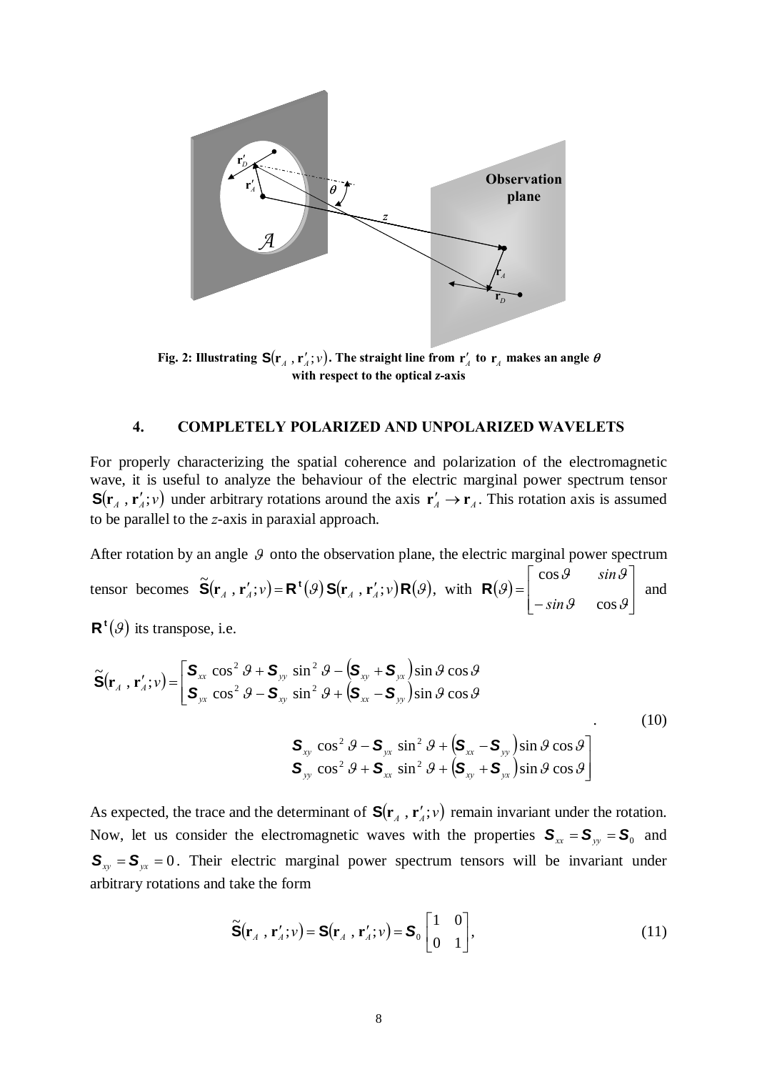Fig. 2: Illustrating $\mathbf{S}(\mathbf{r}_A , \mathbf{r}'_A;\nu)$. The straight line from $\mathbf{r}'_A$ to $\mathbf{r}_A$ makes an angle $\theta$ with respect to the optical *z*-axis

## 4. COMPLETELY POLARIZED AND UNPOLARIZED WAVELETS

For properly characterizing the spatial coherence and polarization of the electromagnetic wave, it is useful to analyze the behaviour of the electric marginal power spectrum tensor $\mathbf{S}(\mathbf{r}_A , \mathbf{r}'_A;\nu)$ under arbitrary rotations around the axis $\mathbf{r}'_A \to \mathbf{r}_A$. This rotation axis is assumed to be parallel to the *z*-axis in paraxial approach.

After rotation by an angle $\vartheta$ onto the observation plane, the electric marginal power spectrum tensor becomes $\tilde{\mathbf{S}}(\mathbf{r}_A , \mathbf{r}'_A;\nu) = \mathbf{R}^{\mathbf{t}}(\vartheta)\,\mathbf{S}(\mathbf{r}_A , \mathbf{r}'_A;\nu)\,\mathbf{R}(\vartheta)$, with $\mathbf{R}(\vartheta) = \begin{bmatrix} \cos\vartheta & \sin\vartheta \\ -\sin\vartheta & \cos\vartheta \end{bmatrix}$ and $\mathbf{R}^{\mathbf{t}}(\vartheta)$ its transpose, i.e.

$$\tilde{\mathbf{S}}(\mathbf{r}_A , \mathbf{r}'_A;\nu) = \begin{bmatrix} S_{xx}\cos^2\vartheta + S_{yy}\sin^2\vartheta - (S_{xy}+S_{yx})\sin\vartheta\cos\vartheta & S_{xy}\cos^2\vartheta - S_{yx}\sin^2\vartheta + (S_{xx}-S_{yy})\sin\vartheta\cos\vartheta \\ S_{yx}\cos^2\vartheta - S_{xy}\sin^2\vartheta + (S_{xx}-S_{yy})\sin\vartheta\cos\vartheta & S_{yy}\cos^2\vartheta + S_{xx}\sin^2\vartheta + (S_{xy}+S_{yx})\sin\vartheta\cos\vartheta \end{bmatrix}. \qquad (10)$$

As expected, the trace and the determinant of $\mathbf{S}(\mathbf{r}_A , \mathbf{r}'_A;\nu)$ remain invariant under the rotation. Now, let us consider the electromagnetic waves with the properties $S_{xx} = S_{yy} = S_0$ and $S_{xy} = S_{yx} = 0$. Their electric marginal power spectrum tensors will be invariant under arbitrary rotations and take the form

$$\tilde{\mathbf{S}}(\mathbf{r}_A , \mathbf{r}'_A;\nu) = \mathbf{S}(\mathbf{r}_A , \mathbf{r}'_A;\nu) = S_0 \begin{bmatrix} 1 & 0 \\ 0 & 1 \end{bmatrix}, \qquad (11)$$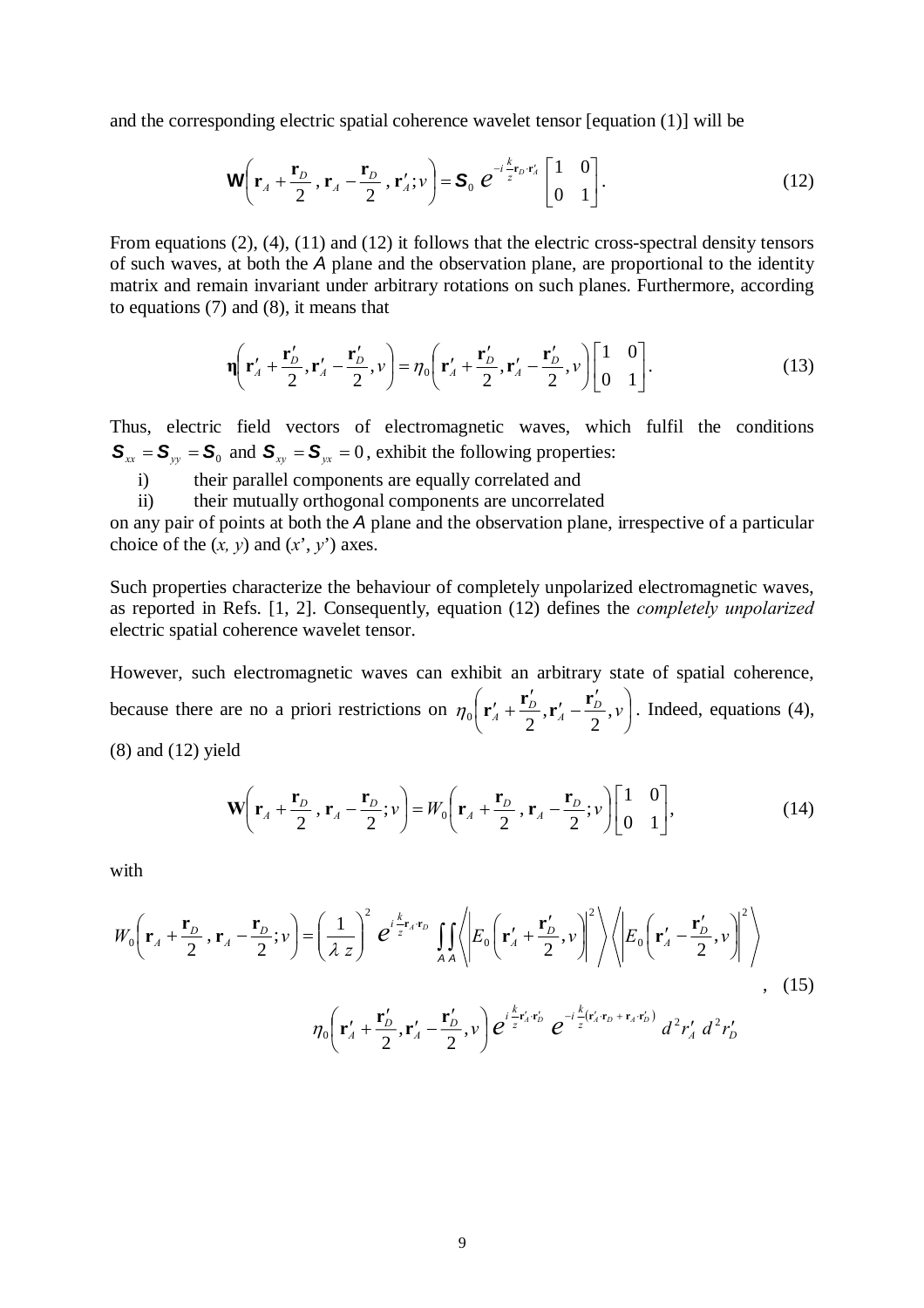and the corresponding electric spatial coherence wavelet tensor [equation (1)] will be

$$\mathbf{W}\left(\mathbf{r}_A+\frac{\mathbf{r}_D}{2}\,,\,\mathbf{r}_A-\frac{\mathbf{r}_D}{2}\,,\,\mathbf{r}'_A;\nu\right)=\mathcal{S}_0\;e^{-i\frac{k}{z}\mathbf{r}_D\cdot\mathbf{r}'_A}\begin{bmatrix}1 & 0\\ 0 & 1\end{bmatrix}. \tag{12}$$

From equations (2), (4), (11) and (12) it follows that the electric cross-spectral density tensors of such waves, at both the $A$ plane and the observation plane, are proportional to the identity matrix and remain invariant under arbitrary rotations on such planes. Furthermore, according to equations (7) and (8), it means that

$$\boldsymbol{\eta}\left(\mathbf{r}'_A+\frac{\mathbf{r}'_D}{2},\mathbf{r}'_A-\frac{\mathbf{r}'_D}{2},\nu\right)=\eta_0\left(\mathbf{r}'_A+\frac{\mathbf{r}'_D}{2},\mathbf{r}'_A-\frac{\mathbf{r}'_D}{2},\nu\right)\begin{bmatrix}1 & 0\\ 0 & 1\end{bmatrix}. \tag{13}$$

Thus, electric field vectors of electromagnetic waves, which fulfil the conditions $\mathcal{S}_{xx}=\mathcal{S}_{yy}=\mathcal{S}_0$ and $\mathcal{S}_{xy}=\mathcal{S}_{yx}=0$, exhibit the following properties:

i) their parallel components are equally correlated and
ii) their mutually orthogonal components are uncorrelated

on any pair of points at both the $A$ plane and the observation plane, irrespective of a particular choice of the $(x, y)$ and $(x', y')$ axes.

Such properties characterize the behaviour of completely unpolarized electromagnetic waves, as reported in Refs. [1, 2]. Consequently, equation (12) defines the *completely unpolarized* electric spatial coherence wavelet tensor.

However, such electromagnetic waves can exhibit an arbitrary state of spatial coherence, because there are no a priori restrictions on $\eta_0\left(\mathbf{r}'_A+\frac{\mathbf{r}'_D}{2},\mathbf{r}'_A-\frac{\mathbf{r}'_D}{2},\nu\right)$. Indeed, equations (4), (8) and (12) yield

$$\mathbf{W}\left(\mathbf{r}_A+\frac{\mathbf{r}_D}{2}\,,\,\mathbf{r}_A-\frac{\mathbf{r}_D}{2};\nu\right)=W_0\left(\mathbf{r}_A+\frac{\mathbf{r}_D}{2}\,,\,\mathbf{r}_A-\frac{\mathbf{r}_D}{2};\nu\right)\begin{bmatrix}1 & 0\\ 0 & 1\end{bmatrix}, \tag{14}$$

with

$$\begin{aligned}W_0\left(\mathbf{r}_A+\frac{\mathbf{r}_D}{2}\,,\,\mathbf{r}_A-\frac{\mathbf{r}_D}{2};\nu\right)=\left(\frac{1}{\lambda\,z}\right)^2 e^{i\frac{k}{z}\mathbf{r}_A\cdot\mathbf{r}_D}\iint\limits_{A\,A}\left\langle\left|E_0\left(\mathbf{r}'_A+\frac{\mathbf{r}'_D}{2},\nu\right)\right|^2\right\rangle\left\langle\left|E_0\left(\mathbf{r}'_A-\frac{\mathbf{r}'_D}{2},\nu\right)\right|^2\right\rangle\\ \eta_0\left(\mathbf{r}'_A+\frac{\mathbf{r}'_D}{2},\mathbf{r}'_A-\frac{\mathbf{r}'_D}{2},\nu\right)e^{i\frac{k}{z}\mathbf{r}'_A\cdot\mathbf{r}'_D}\,e^{-i\frac{k}{z}\left(\mathbf{r}'_A\cdot\mathbf{r}_D+\mathbf{r}_A\cdot\mathbf{r}'_D\right)}\,d^2r'_A\,d^2r'_D\end{aligned}, \tag{15}$$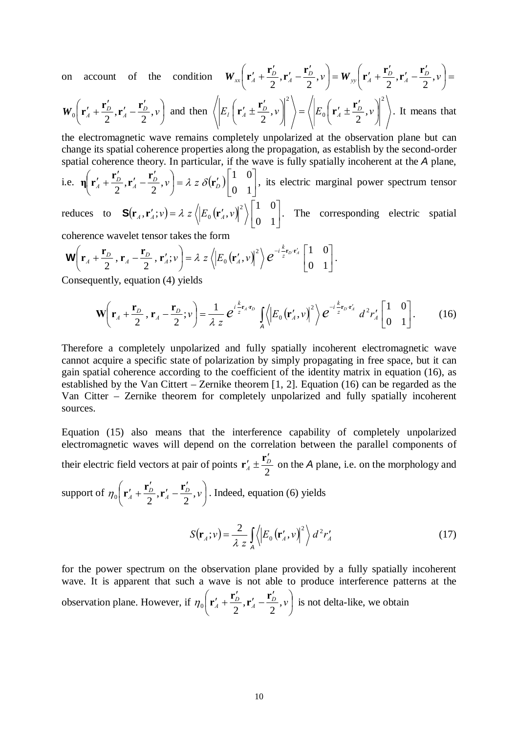on account of the condition $\boldsymbol{W}_{xx}\left(\mathbf{r}'_A+\frac{\mathbf{r}'_D}{2},\mathbf{r}'_A-\frac{\mathbf{r}'_D}{2},\nu\right)=\boldsymbol{W}_{yy}\left(\mathbf{r}'_A+\frac{\mathbf{r}'_D}{2},\mathbf{r}'_A-\frac{\mathbf{r}'_D}{2},\nu\right)=$ $\boldsymbol{W}_0\left(\mathbf{r}'_A+\frac{\mathbf{r}'_D}{2},\mathbf{r}'_A-\frac{\mathbf{r}'_D}{2},\nu\right)$ and then $\left\langle\left|E_l\left(\mathbf{r}'_A\pm\frac{\mathbf{r}'_D}{2},\nu\right)\right|^2\right\rangle=\left\langle\left|E_0\left(\mathbf{r}'_A\pm\frac{\mathbf{r}'_D}{2},\nu\right)\right|^2\right\rangle$. It means that the electromagnetic wave remains completely unpolarized at the observation plane but can change its spatial coherence properties along the propagation, as establish by the second-order spatial coherence theory. In particular, if the wave is fully spatially incoherent at the $A$ plane, i.e. $\boldsymbol{\eta}\left(\mathbf{r}'_A+\frac{\mathbf{r}'_D}{2},\mathbf{r}'_A-\frac{\mathbf{r}'_D}{2},\nu\right)=\lambda\, z\, \delta(\mathbf{r}'_D)\begin{bmatrix}1 & 0\\ 0 & 1\end{bmatrix}$, its electric marginal power spectrum tensor reduces to $\mathbf{S}(\mathbf{r}_A,\mathbf{r}'_A;\nu)=\lambda\, z\left\langle\left|E_0(\mathbf{r}'_A,\nu)\right|^2\right\rangle\begin{bmatrix}1 & 0\\ 0 & 1\end{bmatrix}$. The corresponding electric spatial coherence wavelet tensor takes the form

$$\mathbf{W}\left(\mathbf{r}_A+\frac{\mathbf{r}_D}{2},\,\mathbf{r}_A-\frac{\mathbf{r}_D}{2},\,\mathbf{r}'_A;\nu\right)=\lambda\, z\left\langle\left|E_0(\mathbf{r}'_A,\nu)\right|^2\right\rangle e^{-i\frac{k}{z}\mathbf{r}_D\cdot\mathbf{r}'_A}\begin{bmatrix}1 & 0\\ 0 & 1\end{bmatrix}.$$

Consequently, equation (4) yields

$$\mathbf{W}\left(\mathbf{r}_A+\frac{\mathbf{r}_D}{2},\,\mathbf{r}_A-\frac{\mathbf{r}_D}{2};\nu\right)=\frac{1}{\lambda\, z}e^{i\frac{k}{z}\mathbf{r}_A\cdot\mathbf{r}_D}\int_A\left\langle\left|E_0(\mathbf{r}'_A,\nu)\right|^2\right\rangle e^{-i\frac{k}{z}\mathbf{r}_D\cdot\mathbf{r}'_A}\,d^2r'_A\begin{bmatrix}1 & 0\\ 0 & 1\end{bmatrix}. \qquad (16)$$

Therefore a completely unpolarized and fully spatially incoherent electromagnetic wave cannot acquire a specific state of polarization by simply propagating in free space, but it can gain spatial coherence according to the coefficient of the identity matrix in equation (16), as established by the Van Cittert – Zernike theorem [1, 2]. Equation (16) can be regarded as the Van Citter – Zernike theorem for completely unpolarized and fully spatially incoherent sources.

Equation (15) also means that the interference capability of completely unpolarized electromagnetic waves will depend on the correlation between the parallel components of their electric field vectors at pair of points $\mathbf{r}'_A\pm\frac{\mathbf{r}'_D}{2}$ on the $A$ plane, i.e. on the morphology and support of $\eta_0\left(\mathbf{r}'_A+\frac{\mathbf{r}'_D}{2},\mathbf{r}'_A-\frac{\mathbf{r}'_D}{2},\nu\right)$. Indeed, equation (6) yields

$$S(\mathbf{r}_A;\nu)=\frac{2}{\lambda\, z}\int_A\left\langle\left|E_0(\mathbf{r}'_A,\nu)\right|^2\right\rangle d^2r'_A \qquad (17)$$

for the power spectrum on the observation plane provided by a fully spatially incoherent wave. It is apparent that such a wave is not able to produce interference patterns at the observation plane. However, if $\eta_0\left(\mathbf{r}'_A+\frac{\mathbf{r}'_D}{2},\mathbf{r}'_A-\frac{\mathbf{r}'_D}{2},\nu\right)$ is not delta-like, we obtain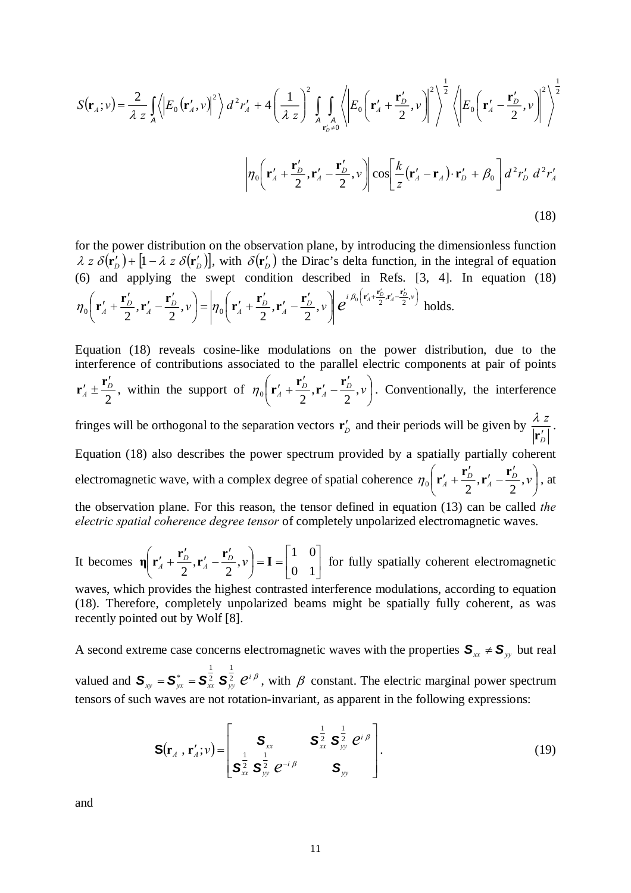$$S(\mathbf{r}_A;\nu)=\frac{2}{\lambda\, z}\int_A \left\langle \left|E_0\left(\mathbf{r}'_A,\nu\right)\right|^2\right\rangle d^2 r'_A + 4\left(\frac{1}{\lambda\, z}\right)^2 \int_A \int_{\substack{A\\ \mathbf{r}'_D\neq 0}} \left\langle \left|E_0\left(\mathbf{r}'_A+\frac{\mathbf{r}'_D}{2},\nu\right)\right|^2\right\rangle^{\frac{1}{2}} \left\langle \left|E_0\left(\mathbf{r}'_A-\frac{\mathbf{r}'_D}{2},\nu\right)\right|^2\right\rangle^{\frac{1}{2}}$$

$$\left|\eta_0\left(\mathbf{r}'_A+\frac{\mathbf{r}'_D}{2},\mathbf{r}'_A-\frac{\mathbf{r}'_D}{2},\nu\right)\right| \cos\left[\frac{k}{z}\left(\mathbf{r}'_A-\mathbf{r}_A\right)\cdot\mathbf{r}'_D+\beta_0\right] d^2 r'_D\, d^2 r'_A \tag{18}$$

for the power distribution on the observation plane, by introducing the dimensionless function $\lambda\, z\, \delta(\mathbf{r}'_D)+\left[1-\lambda\, z\, \delta(\mathbf{r}'_D)\right]$, with $\delta(\mathbf{r}'_D)$ the Dirac's delta function, in the integral of equation (6) and applying the swept condition described in Refs. [3, 4]. In equation (18) $\eta_0\left(\mathbf{r}'_A+\frac{\mathbf{r}'_D}{2},\mathbf{r}'_A-\frac{\mathbf{r}'_D}{2},\nu\right)=\left|\eta_0\left(\mathbf{r}'_A+\frac{\mathbf{r}'_D}{2},\mathbf{r}'_A-\frac{\mathbf{r}'_D}{2},\nu\right)\right| e^{i\,\beta_0\left(\mathbf{r}'_A+\frac{\mathbf{r}'_D}{2},\mathbf{r}'_A-\frac{\mathbf{r}'_D}{2},\nu\right)}$ holds.

Equation (18) reveals cosine-like modulations on the power distribution, due to the interference of contributions associated to the parallel electric components at pair of points $\mathbf{r}'_A \pm \frac{\mathbf{r}'_D}{2}$, within the support of $\eta_0\left(\mathbf{r}'_A+\frac{\mathbf{r}'_D}{2},\mathbf{r}'_A-\frac{\mathbf{r}'_D}{2},\nu\right)$. Conventionally, the interference fringes will be orthogonal to the separation vectors $\mathbf{r}'_D$ and their periods will be given by $\frac{\lambda\, z}{\left|\mathbf{r}'_D\right|}$. Equation (18) also describes the power spectrum provided by a spatially partially coherent electromagnetic wave, with a complex degree of spatial coherence $\eta_0\left(\mathbf{r}'_A+\frac{\mathbf{r}'_D}{2},\mathbf{r}'_A-\frac{\mathbf{r}'_D}{2},\nu\right)$, at the observation plane. For this reason, the tensor defined in equation (13) can be called *the electric spatial coherence degree tensor* of completely unpolarized electromagnetic waves.

It becomes $\boldsymbol{\eta}\left(\mathbf{r}'_A+\frac{\mathbf{r}'_D}{2},\mathbf{r}'_A-\frac{\mathbf{r}'_D}{2},\nu\right)=\mathbf{I}=\begin{bmatrix}1 & 0\\ 0 & 1\end{bmatrix}$ for fully spatially coherent electromagnetic waves, which provides the highest contrasted interference modulations, according to equation (18). Therefore, completely unpolarized beams might be spatially fully coherent, as was recently pointed out by Wolf [8].

A second extreme case concerns electromagnetic waves with the properties $\boldsymbol{S}_{xx} \neq \boldsymbol{S}_{yy}$ but real valued and $\boldsymbol{S}_{xy}=\boldsymbol{S}^*_{yx}=\boldsymbol{S}^{\frac{1}{2}}_{xx}\,\boldsymbol{S}^{\frac{1}{2}}_{yy}\, e^{i\,\beta}$, with $\beta$ constant. The electric marginal power spectrum tensors of such waves are not rotation-invariant, as apparent in the following expressions:

$$\mathbf{S}(\mathbf{r}_A\,,\mathbf{r}'_A;\nu)=\begin{bmatrix}\boldsymbol{S}_{xx} & \boldsymbol{S}^{\frac{1}{2}}_{xx}\,\boldsymbol{S}^{\frac{1}{2}}_{yy}\, e^{i\,\beta}\\ \boldsymbol{S}^{\frac{1}{2}}_{xx}\,\boldsymbol{S}^{\frac{1}{2}}_{yy}\, e^{-i\,\beta} & \boldsymbol{S}_{yy}\end{bmatrix}. \tag{19}$$

and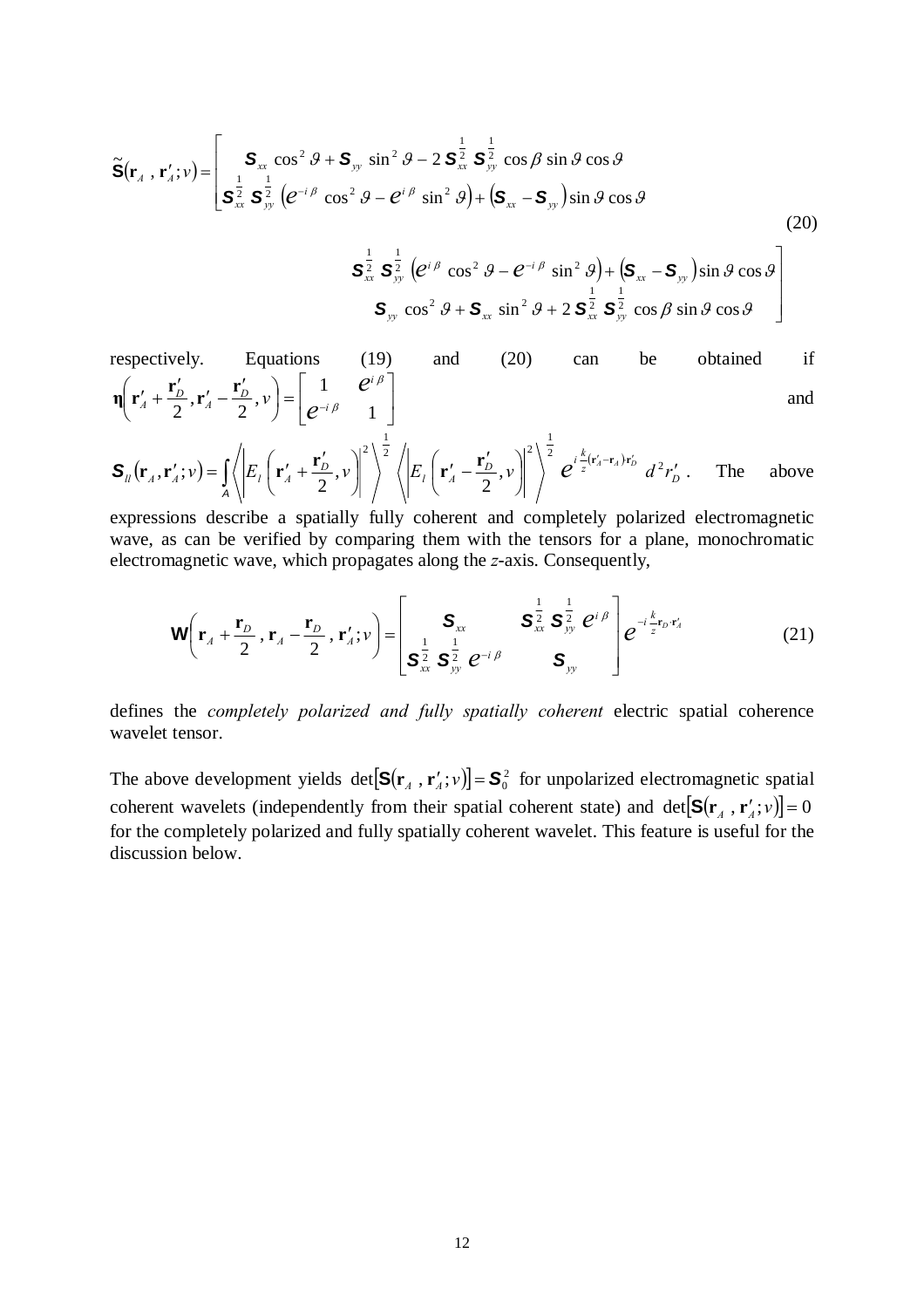$$
\tilde{\mathbf{S}}(\mathbf{r}_A , \mathbf{r}'_A ; \nu) = \begin{bmatrix} \mathcal{S}_{xx} \cos^2 \vartheta + \mathcal{S}_{yy} \sin^2 \vartheta - 2\, \mathcal{S}_{xx}^{\frac{1}{2}}\, \mathcal{S}_{yy}^{\frac{1}{2}} \cos\beta \sin\vartheta \cos\vartheta & \mathcal{S}_{xx}^{\frac{1}{2}}\, \mathcal{S}_{yy}^{\frac{1}{2}} \left( e^{i\beta} \cos^2\vartheta - e^{-i\beta} \sin^2\vartheta \right) + \left( \mathcal{S}_{xx} - \mathcal{S}_{yy} \right) \sin\vartheta \cos\vartheta \\ \mathcal{S}_{xx}^{\frac{1}{2}}\, \mathcal{S}_{yy}^{\frac{1}{2}} \left( e^{-i\beta} \cos^2\vartheta - e^{i\beta} \sin^2\vartheta \right) + \left( \mathcal{S}_{xx} - \mathcal{S}_{yy} \right) \sin\vartheta \cos\vartheta & \mathcal{S}_{yy} \cos^2 \vartheta + \mathcal{S}_{xx} \sin^2 \vartheta + 2\, \mathcal{S}_{xx}^{\frac{1}{2}}\, \mathcal{S}_{yy}^{\frac{1}{2}} \cos\beta \sin\vartheta \cos\vartheta \end{bmatrix} \tag{20}
$$

respectively. Equations (19) and (20) can be obtained if $\boldsymbol{\eta}\left( \mathbf{r}'_A + \frac{\mathbf{r}'_D}{2}, \mathbf{r}'_A - \frac{\mathbf{r}'_D}{2}, \nu \right) = \begin{bmatrix} 1 & e^{i\beta} \\ e^{-i\beta} & 1 \end{bmatrix}$ and $\mathcal{S}_{ll}(\mathbf{r}_A, \mathbf{r}'_A; \nu) = \int_{A} \left\langle \left| E_l \left( \mathbf{r}'_A + \frac{\mathbf{r}'_D}{2}, \nu \right) \right|^2 \right\rangle^{\frac{1}{2}} \left\langle \left| E_l \left( \mathbf{r}'_A - \frac{\mathbf{r}'_D}{2}, \nu \right) \right|^2 \right\rangle^{\frac{1}{2}} e^{i \frac{k}{z} (\mathbf{r}'_A - \mathbf{r}_A) \mathbf{r}'_D} \, d^2 r'_D$. The above expressions describe a spatially fully coherent and completely polarized electromagnetic wave, as can be verified by comparing them with the tensors for a plane, monochromatic electromagnetic wave, which propagates along the *z*-axis. Consequently,

$$
\mathbf{W}\left( \mathbf{r}_A + \frac{\mathbf{r}_D}{2}, \mathbf{r}_A - \frac{\mathbf{r}_D}{2}, \mathbf{r}'_A ; \nu \right) = \begin{bmatrix} \mathcal{S}_{xx} & \mathcal{S}_{xx}^{\frac{1}{2}}\, \mathcal{S}_{yy}^{\frac{1}{2}}\, e^{i\beta} \\ \mathcal{S}_{xx}^{\frac{1}{2}}\, \mathcal{S}_{yy}^{\frac{1}{2}}\, e^{-i\beta} & \mathcal{S}_{yy} \end{bmatrix} e^{-i \frac{k}{z} \mathbf{r}_D \cdot \mathbf{r}'_A} \tag{21}
$$

defines the *completely polarized and fully spatially coherent* electric spatial coherence wavelet tensor.

The above development yields $\det\left[\mathbf{S}(\mathbf{r}_A , \mathbf{r}'_A ; \nu)\right] = \mathcal{S}_0^2$ for unpolarized electromagnetic spatial coherent wavelets (independently from their spatial coherent state) and $\det\left[\mathbf{S}(\mathbf{r}_A , \mathbf{r}'_A ; \nu)\right] = 0$ for the completely polarized and fully spatially coherent wavelet. This feature is useful for the discussion below.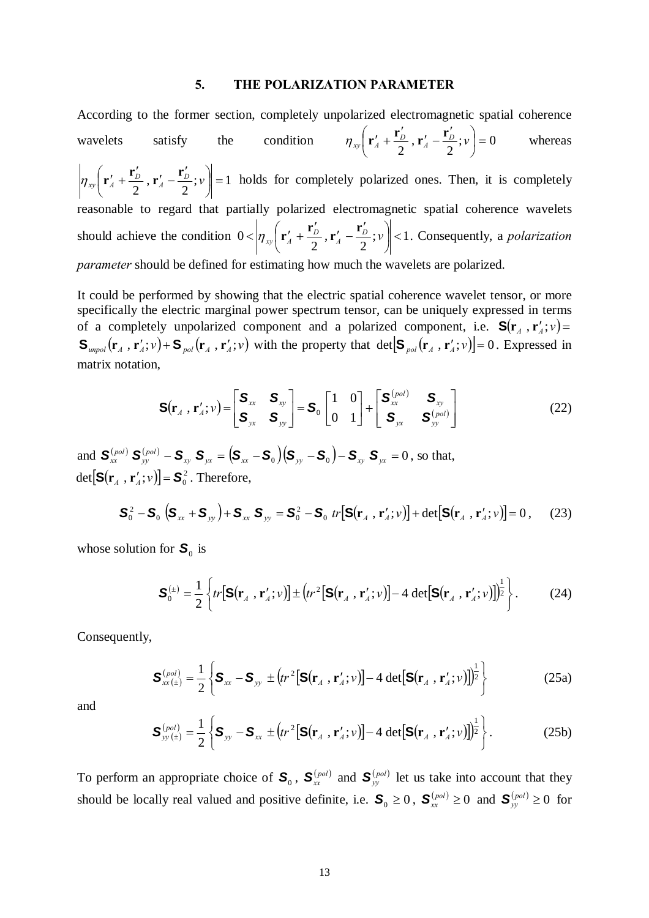## 5. THE POLARIZATION PARAMETER

According to the former section, completely unpolarized electromagnetic spatial coherence wavelets satisfy the condition $\eta_{xy}\left(\mathbf{r}'_A + \frac{\mathbf{r}'_D}{2}, \mathbf{r}'_A - \frac{\mathbf{r}'_D}{2}; \nu\right) = 0$ whereas $\left|\eta_{xy}\left(\mathbf{r}'_A + \frac{\mathbf{r}'_D}{2}, \mathbf{r}'_A - \frac{\mathbf{r}'_D}{2}; \nu\right)\right| = 1$ holds for completely polarized ones. Then, it is completely reasonable to regard that partially polarized electromagnetic spatial coherence wavelets should achieve the condition $0 < \left|\eta_{xy}\left(\mathbf{r}'_A + \frac{\mathbf{r}'_D}{2}, \mathbf{r}'_A - \frac{\mathbf{r}'_D}{2}; \nu\right)\right| < 1$. Consequently, a *polarization parameter* should be defined for estimating how much the wavelets are polarized.

It could be performed by showing that the electric spatial coherence wavelet tensor, or more specifically the electric marginal power spectrum tensor, can be uniquely expressed in terms of a completely unpolarized component and a polarized component, i.e. $\mathbf{S}(\mathbf{r}_A, \mathbf{r}'_A; \nu) = \mathbf{S}_{unpol}(\mathbf{r}_A, \mathbf{r}'_A; \nu) + \mathbf{S}_{pol}(\mathbf{r}_A, \mathbf{r}'_A; \nu)$ with the property that $\det[\mathbf{S}_{pol}(\mathbf{r}_A, \mathbf{r}'_A; \nu)] = 0$. Expressed in matrix notation,

$$\mathbf{S}(\mathbf{r}_A, \mathbf{r}'_A; \nu) = \begin{bmatrix} \mathcal{S}_{xx} & \mathcal{S}_{xy} \\ \mathcal{S}_{yx} & \mathcal{S}_{yy} \end{bmatrix} = \mathcal{S}_0 \begin{bmatrix} 1 & 0 \\ 0 & 1 \end{bmatrix} + \begin{bmatrix} \mathcal{S}_{xx}^{(pol)} & \mathcal{S}_{xy} \\ \mathcal{S}_{yx} & \mathcal{S}_{yy}^{(pol)} \end{bmatrix} \tag{22}$$

and $\mathcal{S}_{xx}^{(pol)} \mathcal{S}_{yy}^{(pol)} - \mathcal{S}_{xy}\, \mathcal{S}_{yx} = (\mathcal{S}_{xx} - \mathcal{S}_0)(\mathcal{S}_{yy} - \mathcal{S}_0) - \mathcal{S}_{xy}\, \mathcal{S}_{yx} = 0$, so that, $\det[\mathbf{S}(\mathbf{r}_A, \mathbf{r}'_A; \nu)] = \mathcal{S}_0^2$. Therefore,

$$\mathcal{S}_0^2 - \mathcal{S}_0 (\mathcal{S}_{xx} + \mathcal{S}_{yy}) + \mathcal{S}_{xx}\, \mathcal{S}_{yy} = \mathcal{S}_0^2 - \mathcal{S}_0\, tr[\mathbf{S}(\mathbf{r}_A, \mathbf{r}'_A; \nu)] + \det[\mathbf{S}(\mathbf{r}_A, \mathbf{r}'_A; \nu)] = 0, \tag{23}$$

whose solution for $\mathcal{S}_0$ is

$$\mathcal{S}_0^{(\pm)} = \frac{1}{2}\left\{ tr[\mathbf{S}(\mathbf{r}_A, \mathbf{r}'_A; \nu)] \pm \left( tr^2[\mathbf{S}(\mathbf{r}_A, \mathbf{r}'_A; \nu)] - 4\det[\mathbf{S}(\mathbf{r}_A, \mathbf{r}'_A; \nu)] \right)^{\frac{1}{2}} \right\}. \tag{24}$$

Consequently,

$$\mathcal{S}_{xx(\pm)}^{(pol)} = \frac{1}{2}\left\{ \mathcal{S}_{xx} - \mathcal{S}_{yy} \pm \left( tr^2[\mathbf{S}(\mathbf{r}_A, \mathbf{r}'_A; \nu)] - 4\det[\mathbf{S}(\mathbf{r}_A, \mathbf{r}'_A; \nu)] \right)^{\frac{1}{2}} \right\} \tag{25a}$$

and

$$\mathcal{S}_{yy(\pm)}^{(pol)} = \frac{1}{2}\left\{ \mathcal{S}_{yy} - \mathcal{S}_{xx} \pm \left( tr^2[\mathbf{S}(\mathbf{r}_A, \mathbf{r}'_A; \nu)] - 4\det[\mathbf{S}(\mathbf{r}_A, \mathbf{r}'_A; \nu)] \right)^{\frac{1}{2}} \right\}. \tag{25b}$$

To perform an appropriate choice of $\mathcal{S}_0$, $\mathcal{S}_{xx}^{(pol)}$ and $\mathcal{S}_{yy}^{(pol)}$ let us take into account that they should be locally real valued and positive definite, i.e. $\mathcal{S}_0 \geq 0$, $\mathcal{S}_{xx}^{(pol)} \geq 0$ and $\mathcal{S}_{yy}^{(pol)} \geq 0$ for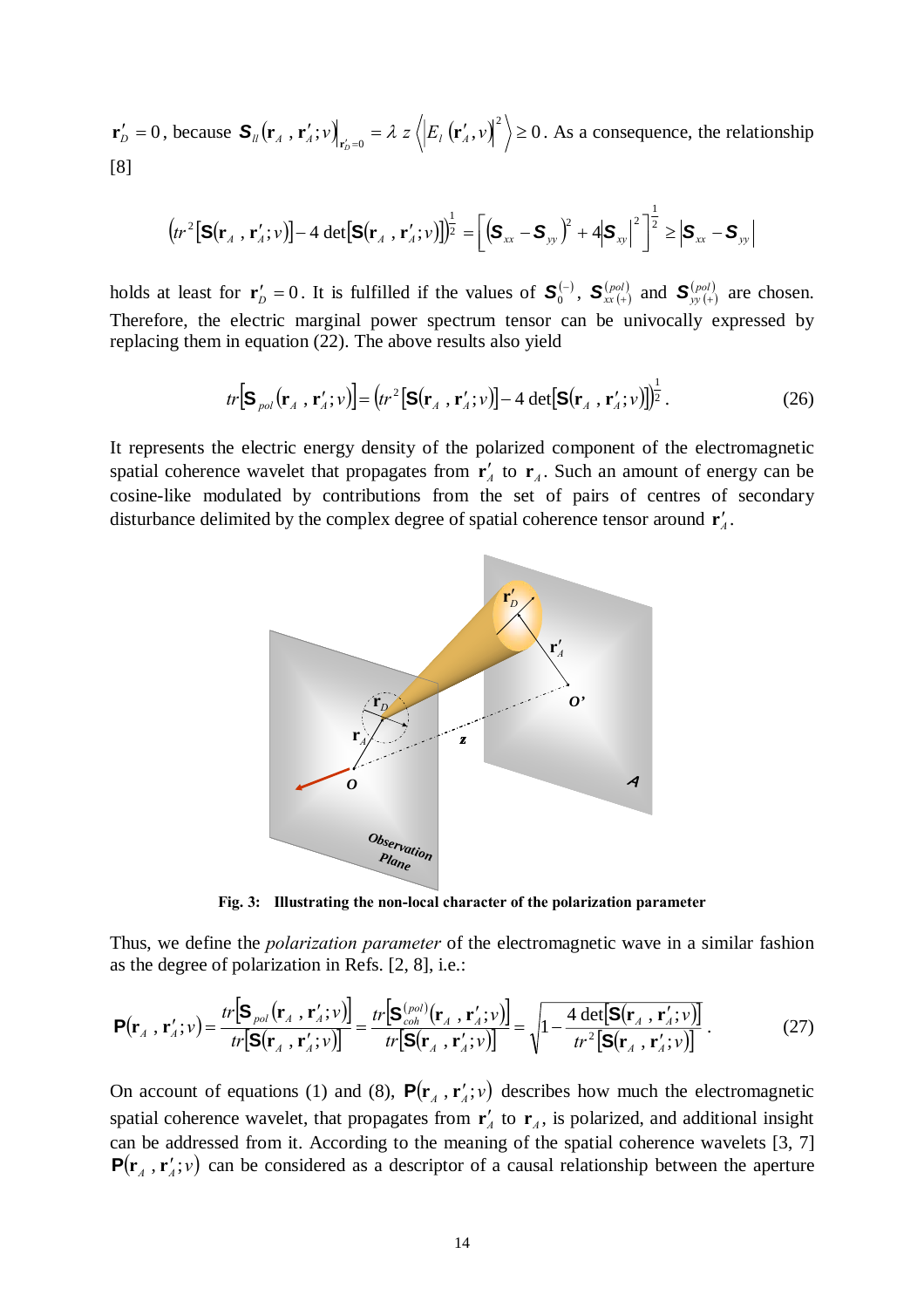$\mathbf{r}'_D = 0$, because $\mathbf{S}_{ll}(\mathbf{r}_A, \mathbf{r}'_A; \nu)\big|_{\mathbf{r}'_D=0} = \lambda\, z \left\langle \left| E_l(\mathbf{r}'_A, \nu) \right|^2 \right\rangle \geq 0$. As a consequence, the relationship [8]

$$\left( tr^2 \left[ \mathbf{S}(\mathbf{r}_A, \mathbf{r}'_A; \nu) \right] - 4 \det\left[ \mathbf{S}(\mathbf{r}_A, \mathbf{r}'_A; \nu) \right] \right)^{\frac{1}{2}} = \left[ \left( \mathbf{S}_{xx} - \mathbf{S}_{yy} \right)^2 + 4 \left| \mathbf{S}_{xy} \right|^2 \right]^{\frac{1}{2}} \geq \left| \mathbf{S}_{xx} - \mathbf{S}_{yy} \right|$$

holds at least for $\mathbf{r}'_D = 0$. It is fulfilled if the values of $\mathbf{S}_0^{(-)}$, $\mathbf{S}_{xx\,(+)}^{(pol)}$ and $\mathbf{S}_{yy\,(+)}^{(pol)}$ are chosen. Therefore, the electric marginal power spectrum tensor can be univocally expressed by replacing them in equation (22). The above results also yield

$$tr\left[ \mathbf{S}_{pol}(\mathbf{r}_A, \mathbf{r}'_A; \nu) \right] = \left( tr^2 \left[ \mathbf{S}(\mathbf{r}_A, \mathbf{r}'_A; \nu) \right] - 4 \det\left[ \mathbf{S}(\mathbf{r}_A, \mathbf{r}'_A; \nu) \right] \right)^{\frac{1}{2}}. \tag{26}$$

It represents the electric energy density of the polarized component of the electromagnetic spatial coherence wavelet that propagates from $\mathbf{r}'_A$ to $\mathbf{r}_A$. Such an amount of energy can be cosine-like modulated by contributions from the set of pairs of centres of secondary disturbance delimited by the complex degree of spatial coherence tensor around $\mathbf{r}'_A$.

**Fig. 3: Illustrating the non-local character of the polarization parameter**

Thus, we define the *polarization parameter* of the electromagnetic wave in a similar fashion as the degree of polarization in Refs. [2, 8], i.e.:

$$\mathbf{P}(\mathbf{r}_A, \mathbf{r}'_A; \nu) = \frac{tr\left[ \mathbf{S}_{pol}(\mathbf{r}_A, \mathbf{r}'_A; \nu) \right]}{tr\left[ \mathbf{S}(\mathbf{r}_A, \mathbf{r}'_A; \nu) \right]} = \frac{tr\left[ \mathbf{S}_{coh}^{(pol)}(\mathbf{r}_A, \mathbf{r}'_A; \nu) \right]}{tr\left[ \mathbf{S}(\mathbf{r}_A, \mathbf{r}'_A; \nu) \right]} = \sqrt{1 - \frac{4 \det\left[ \mathbf{S}(\mathbf{r}_A, \mathbf{r}'_A; \nu) \right]}{tr^2 \left[ \mathbf{S}(\mathbf{r}_A, \mathbf{r}'_A; \nu) \right]}}. \tag{27}$$

On account of equations (1) and (8), $\mathbf{P}(\mathbf{r}_A, \mathbf{r}'_A; \nu)$ describes how much the electromagnetic spatial coherence wavelet, that propagates from $\mathbf{r}'_A$ to $\mathbf{r}_A$, is polarized, and additional insight can be addressed from it. According to the meaning of the spatial coherence wavelets [3, 7] $\mathbf{P}(\mathbf{r}_A, \mathbf{r}'_A; \nu)$ can be considered as a descriptor of a causal relationship between the aperture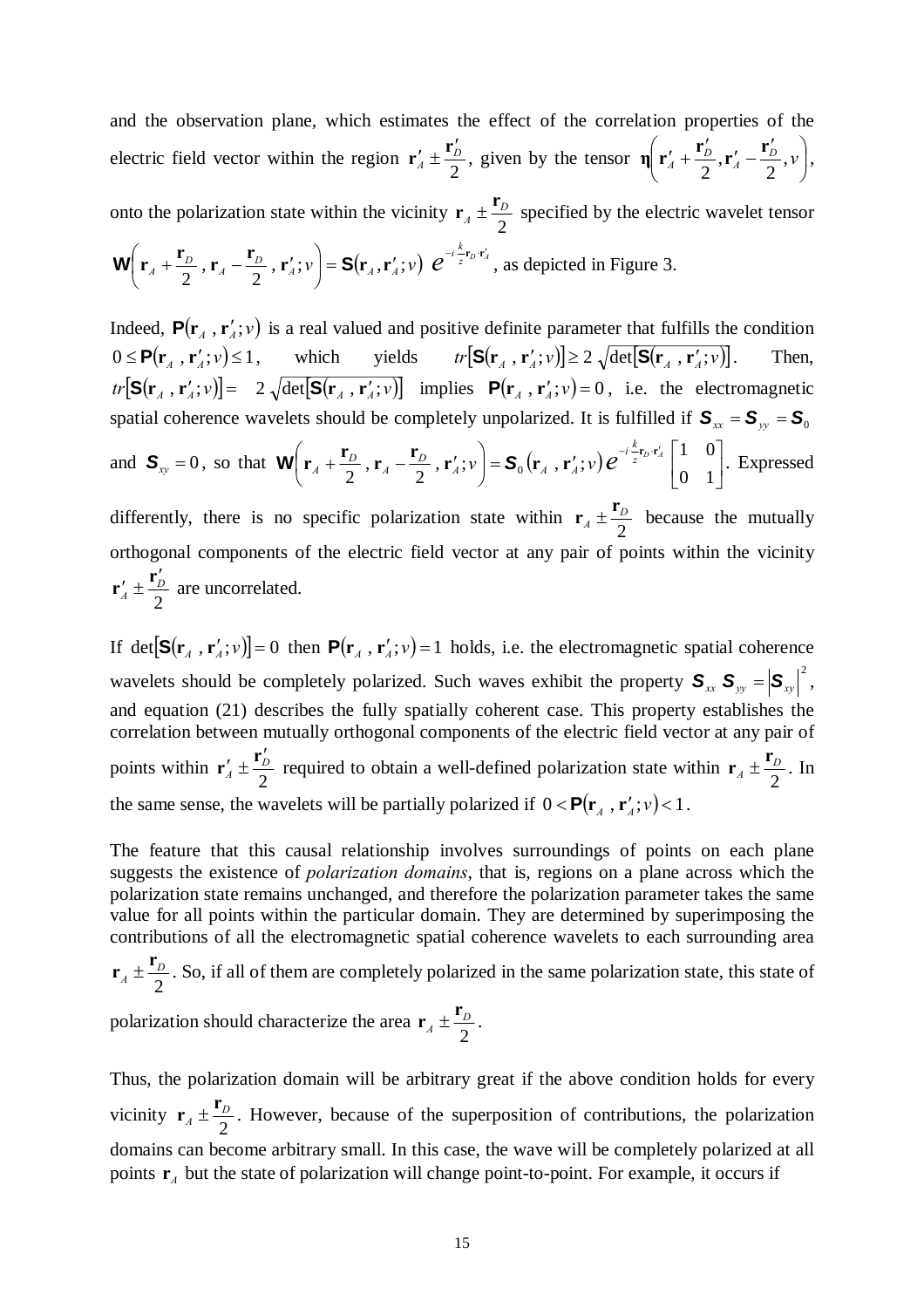and the observation plane, which estimates the effect of the correlation properties of the electric field vector within the region $\mathbf{r}'_A \pm \frac{\mathbf{r}'_D}{2}$, given by the tensor $\boldsymbol{\eta}\left(\mathbf{r}'_A + \frac{\mathbf{r}'_D}{2}, \mathbf{r}'_A - \frac{\mathbf{r}'_D}{2}, \nu\right)$, onto the polarization state within the vicinity $\mathbf{r}_A \pm \frac{\mathbf{r}_D}{2}$ specified by the electric wavelet tensor $\mathbf{W}\left(\mathbf{r}_A + \frac{\mathbf{r}_D}{2}, \mathbf{r}_A - \frac{\mathbf{r}_D}{2}, \mathbf{r}'_A; \nu\right) = \mathbf{S}(\mathbf{r}_A, \mathbf{r}'_A; \nu)\, e^{-i\frac{k}{z}\mathbf{r}_D \cdot \mathbf{r}'_A}$, as depicted in Figure 3.

Indeed, $\mathbf{P}(\mathbf{r}_A, \mathbf{r}'_A; \nu)$ is a real valued and positive definite parameter that fulfills the condition $0 \le \mathbf{P}(\mathbf{r}_A, \mathbf{r}'_A; \nu) \le 1$, which yields $tr[\mathbf{S}(\mathbf{r}_A, \mathbf{r}'_A; \nu)] \ge 2\sqrt{\det[\mathbf{S}(\mathbf{r}_A, \mathbf{r}'_A; \nu)]}$. Then, $tr[\mathbf{S}(\mathbf{r}_A, \mathbf{r}'_A; \nu)] = 2\sqrt{\det[\mathbf{S}(\mathbf{r}_A, \mathbf{r}'_A; \nu)]}$ implies $\mathbf{P}(\mathbf{r}_A, \mathbf{r}'_A; \nu) = 0$, i.e. the electromagnetic spatial coherence wavelets should be completely unpolarized. It is fulfilled if $\boldsymbol{S}_{xx} = \boldsymbol{S}_{yy} = \boldsymbol{S}_0$ and $\boldsymbol{S}_{xy} = 0$, so that $\mathbf{W}\left(\mathbf{r}_A + \frac{\mathbf{r}_D}{2}, \mathbf{r}_A - \frac{\mathbf{r}_D}{2}, \mathbf{r}'_A; \nu\right) = \boldsymbol{S}_0(\mathbf{r}_A, \mathbf{r}'_A; \nu)\, e^{-i\frac{k}{z}\mathbf{r}_D \cdot \mathbf{r}'_A} \begin{bmatrix} 1 & 0 \\ 0 & 1 \end{bmatrix}$. Expressed differently, there is no specific polarization state within $\mathbf{r}_A \pm \frac{\mathbf{r}_D}{2}$ because the mutually orthogonal components of the electric field vector at any pair of points within the vicinity $\mathbf{r}'_A \pm \frac{\mathbf{r}'_D}{2}$ are uncorrelated.

If $\det[\mathbf{S}(\mathbf{r}_A, \mathbf{r}'_A; \nu)] = 0$ then $\mathbf{P}(\mathbf{r}_A, \mathbf{r}'_A; \nu) = 1$ holds, i.e. the electromagnetic spatial coherence wavelets should be completely polarized. Such waves exhibit the property $\boldsymbol{S}_{xx}\,\boldsymbol{S}_{yy} = \left|\boldsymbol{S}_{xy}\right|^2$, and equation (21) describes the fully spatially coherent case. This property establishes the correlation between mutually orthogonal components of the electric field vector at any pair of points within $\mathbf{r}'_A \pm \frac{\mathbf{r}'_D}{2}$ required to obtain a well-defined polarization state within $\mathbf{r}_A \pm \frac{\mathbf{r}_D}{2}$. In the same sense, the wavelets will be partially polarized if $0 < \mathbf{P}(\mathbf{r}_A, \mathbf{r}'_A; \nu) < 1$.

The feature that this causal relationship involves surroundings of points on each plane suggests the existence of *polarization domains*, that is, regions on a plane across which the polarization state remains unchanged, and therefore the polarization parameter takes the same value for all points within the particular domain. They are determined by superimposing the contributions of all the electromagnetic spatial coherence wavelets to each surrounding area $\mathbf{r}_A \pm \frac{\mathbf{r}_D}{2}$. So, if all of them are completely polarized in the same polarization state, this state of polarization should characterize the area $\mathbf{r}_A \pm \frac{\mathbf{r}_D}{2}$.

Thus, the polarization domain will be arbitrary great if the above condition holds for every vicinity $\mathbf{r}_A \pm \frac{\mathbf{r}_D}{2}$. However, because of the superposition of contributions, the polarization domains can become arbitrary small. In this case, the wave will be completely polarized at all points $\mathbf{r}_A$ but the state of polarization will change point-to-point. For example, it occurs if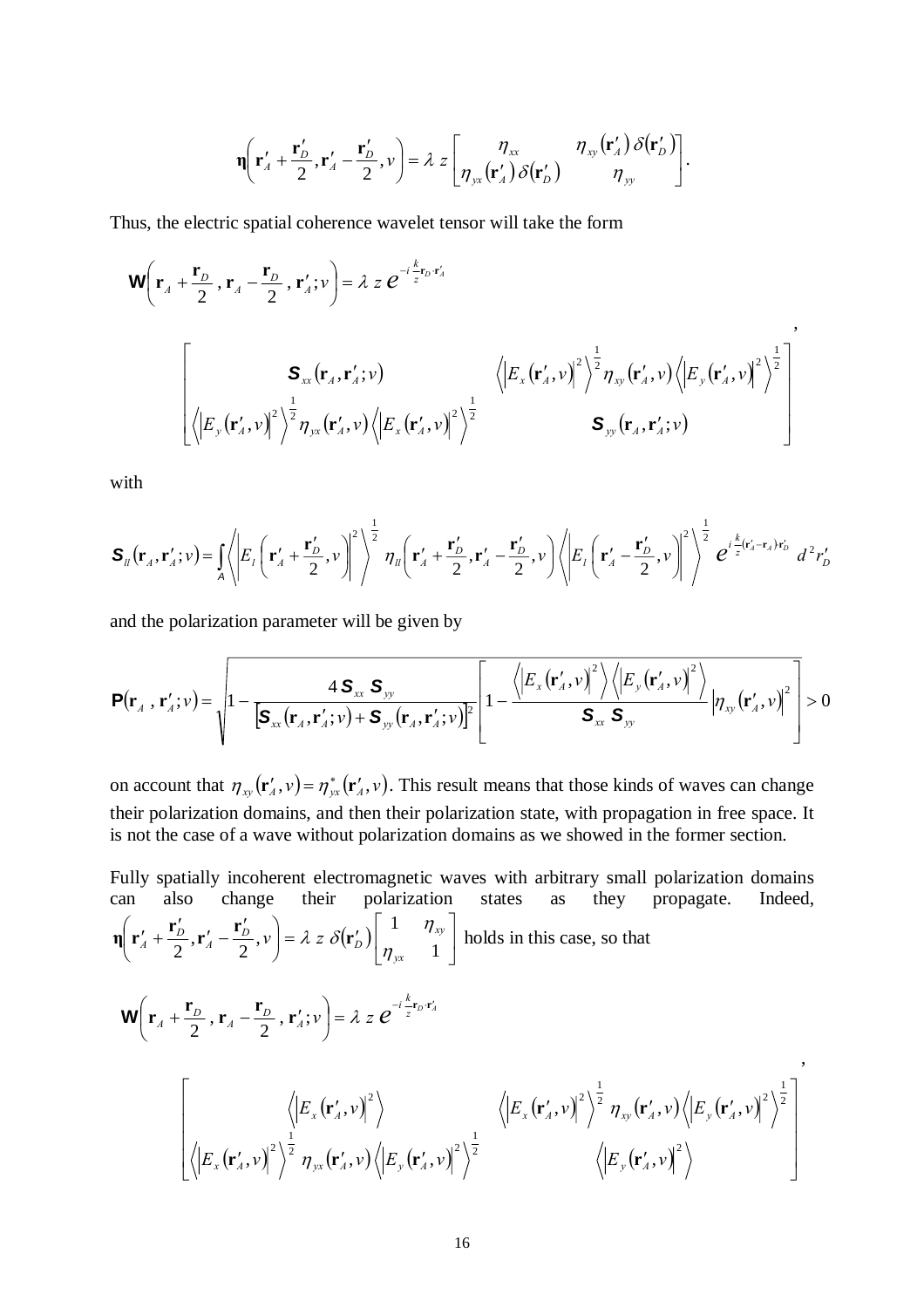$$\boldsymbol{\eta}\left(\mathbf{r}_A' + \frac{\mathbf{r}_D'}{2}, \mathbf{r}_A' - \frac{\mathbf{r}_D'}{2}, \nu\right) = \lambda\, z \begin{bmatrix} \eta_{xx} & \eta_{xy}(\mathbf{r}_A')\,\delta(\mathbf{r}_D') \\ \eta_{yx}(\mathbf{r}_A')\,\delta(\mathbf{r}_D') & \eta_{yy} \end{bmatrix}.$$

Thus, the electric spatial coherence wavelet tensor will take the form

$$\mathbf{W}\left(\mathbf{r}_A + \frac{\mathbf{r}_D}{2}, \mathbf{r}_A - \frac{\mathbf{r}_D}{2}, \mathbf{r}_A'; \nu\right) = \lambda\, z\, e^{-i\frac{k}{z}\mathbf{r}_D\cdot\mathbf{r}_A'}$$

$$\begin{bmatrix} \mathcal{S}_{xx}(\mathbf{r}_A, \mathbf{r}_A'; \nu) & \left\langle \left|E_x(\mathbf{r}_A',\nu)\right|^2 \right\rangle^{\frac{1}{2}} \eta_{xy}(\mathbf{r}_A',\nu) \left\langle \left|E_y(\mathbf{r}_A',\nu)\right|^2 \right\rangle^{\frac{1}{2}} \\ \left\langle \left|E_y(\mathbf{r}_A',\nu)\right|^2 \right\rangle^{\frac{1}{2}} \eta_{yx}(\mathbf{r}_A',\nu) \left\langle \left|E_x(\mathbf{r}_A',\nu)\right|^2 \right\rangle^{\frac{1}{2}} & \mathcal{S}_{yy}(\mathbf{r}_A, \mathbf{r}_A'; \nu) \end{bmatrix},$$

with

$$\mathcal{S}_{ll}(\mathbf{r}_A, \mathbf{r}_A'; \nu) = \int_{\mathcal{A}} \left\langle \left| E_l\left(\mathbf{r}_A' + \frac{\mathbf{r}_D'}{2}, \nu\right)\right|^2 \right\rangle^{\frac{1}{2}} \eta_{ll}\left(\mathbf{r}_A' + \frac{\mathbf{r}_D'}{2}, \mathbf{r}_A' - \frac{\mathbf{r}_D'}{2}, \nu\right) \left\langle \left| E_l\left(\mathbf{r}_A' - \frac{\mathbf{r}_D'}{2}, \nu\right)\right|^2 \right\rangle^{\frac{1}{2}} e^{i\frac{k}{z}(\mathbf{r}_A' - \mathbf{r}_A)\cdot\mathbf{r}_D'}\, d^2 r_D'$$

and the polarization parameter will be given by

$$\mathbf{P}(\mathbf{r}_A, \mathbf{r}_A'; \nu) = \sqrt{1 - \frac{4\,\mathcal{S}_{xx}\,\mathcal{S}_{yy}}{\left[\mathcal{S}_{xx}(\mathbf{r}_A, \mathbf{r}_A'; \nu) + \mathcal{S}_{yy}(\mathbf{r}_A, \mathbf{r}_A'; \nu)\right]^2} \left[1 - \frac{\left\langle \left|E_x(\mathbf{r}_A',\nu)\right|^2\right\rangle \left\langle \left|E_y(\mathbf{r}_A',\nu)\right|^2\right\rangle}{\mathcal{S}_{xx}\,\mathcal{S}_{yy}} \left|\eta_{xy}(\mathbf{r}_A',\nu)\right|^2\right]} > 0$$

on account that $\eta_{xy}(\mathbf{r}_A', \nu) = \eta_{yx}^*(\mathbf{r}_A', \nu)$. This result means that those kinds of waves can change their polarization domains, and then their polarization state, with propagation in free space. It is not the case of a wave without polarization domains as we showed in the former section.

Fully spatially incoherent electromagnetic waves with arbitrary small polarization domains can also change their polarization states as they propagate. Indeed, $\boldsymbol{\eta}\left(\mathbf{r}_A' + \frac{\mathbf{r}_D'}{2}, \mathbf{r}_A' - \frac{\mathbf{r}_D'}{2}, \nu\right) = \lambda\, z\, \delta(\mathbf{r}_D') \begin{bmatrix} 1 & \eta_{xy} \\ \eta_{yx} & 1 \end{bmatrix}$ holds in this case, so that

$$\mathbf{W}\left(\mathbf{r}_A + \frac{\mathbf{r}_D}{2}, \mathbf{r}_A - \frac{\mathbf{r}_D}{2}, \mathbf{r}_A'; \nu\right) = \lambda\, z\, e^{-i\frac{k}{z}\mathbf{r}_D\cdot\mathbf{r}_A'}$$

$$\begin{bmatrix} \left\langle \left|E_x(\mathbf{r}_A',\nu)\right|^2 \right\rangle & \left\langle \left|E_x(\mathbf{r}_A',\nu)\right|^2 \right\rangle^{\frac{1}{2}} \eta_{xy}(\mathbf{r}_A',\nu) \left\langle \left|E_y(\mathbf{r}_A',\nu)\right|^2 \right\rangle^{\frac{1}{2}} \\ \left\langle \left|E_x(\mathbf{r}_A',\nu)\right|^2 \right\rangle^{\frac{1}{2}} \eta_{yx}(\mathbf{r}_A',\nu) \left\langle \left|E_y(\mathbf{r}_A',\nu)\right|^2 \right\rangle^{\frac{1}{2}} & \left\langle \left|E_y(\mathbf{r}_A',\nu)\right|^2 \right\rangle \end{bmatrix},$$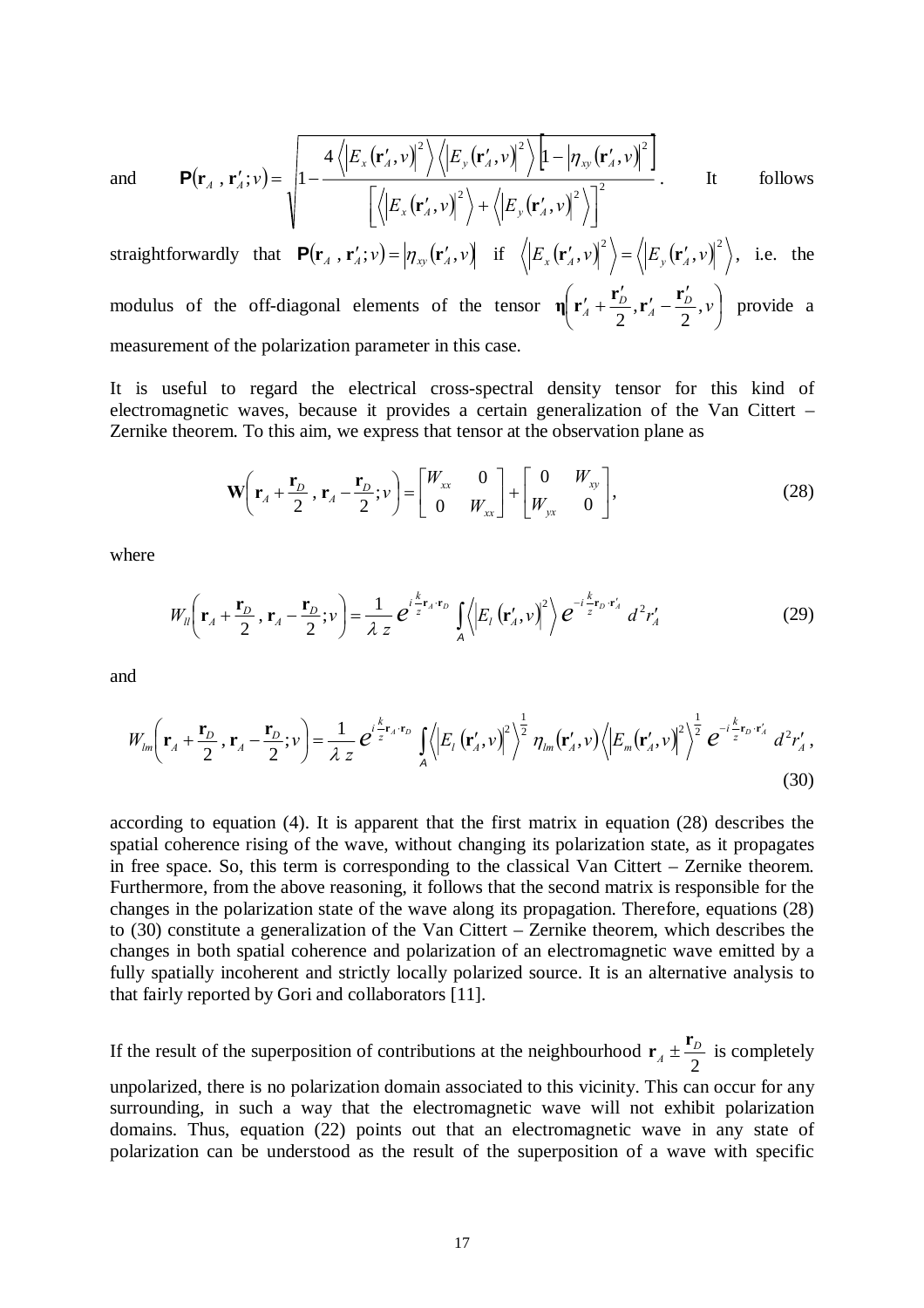and $$\mathsf{P}(\mathbf{r}_A , \mathbf{r}'_A; \nu) = \sqrt{1 - \frac{4\left\langle \left|E_x(\mathbf{r}'_A,\nu)\right|^2\right\rangle \left\langle \left|E_y(\mathbf{r}'_A,\nu)\right|^2\right\rangle \left[1-\left|\eta_{xy}(\mathbf{r}'_A,\nu)\right|^2\right]}{\left[\left\langle \left|E_x(\mathbf{r}'_A,\nu)\right|^2\right\rangle + \left\langle \left|E_y(\mathbf{r}'_A,\nu)\right|^2\right\rangle\right]^2}}.$$ It follows straightforwardly that $\mathsf{P}(\mathbf{r}_A , \mathbf{r}'_A; \nu) = \left|\eta_{xy}(\mathbf{r}'_A,\nu)\right|$ if $\left\langle \left|E_x(\mathbf{r}'_A,\nu)\right|^2\right\rangle = \left\langle \left|E_y(\mathbf{r}'_A,\nu)\right|^2\right\rangle$, i.e. the modulus of the off-diagonal elements of the tensor $\boldsymbol{\eta}\left(\mathbf{r}'_A + \frac{\mathbf{r}'_D}{2}, \mathbf{r}'_A - \frac{\mathbf{r}'_D}{2}, \nu\right)$ provide a measurement of the polarization parameter in this case.

It is useful to regard the electrical cross-spectral density tensor for this kind of electromagnetic waves, because it provides a certain generalization of the Van Cittert – Zernike theorem. To this aim, we express that tensor at the observation plane as

$$\mathbf{W}\left(\mathbf{r}_A + \frac{\mathbf{r}_D}{2}, \mathbf{r}_A - \frac{\mathbf{r}_D}{2}; \nu\right) = \begin{bmatrix} W_{xx} & 0 \\ 0 & W_{xx} \end{bmatrix} + \begin{bmatrix} 0 & W_{xy} \\ W_{yx} & 0 \end{bmatrix}, \tag{28}$$

where

$$W_{ll}\left(\mathbf{r}_A + \frac{\mathbf{r}_D}{2}, \mathbf{r}_A - \frac{\mathbf{r}_D}{2}; \nu\right) = \frac{1}{\lambda z} e^{i\frac{k}{z}\mathbf{r}_A \cdot \mathbf{r}_D} \int_A \left\langle \left|E_l(\mathbf{r}'_A,\nu)\right|^2\right\rangle e^{-i\frac{k}{z}\mathbf{r}_D \cdot \mathbf{r}'_A}\, d^2 r'_A \tag{29}$$

and

$$W_{lm}\left(\mathbf{r}_A + \frac{\mathbf{r}_D}{2}, \mathbf{r}_A - \frac{\mathbf{r}_D}{2}; \nu\right) = \frac{1}{\lambda z} e^{i\frac{k}{z}\mathbf{r}_A \cdot \mathbf{r}_D} \int_A \left\langle \left|E_l(\mathbf{r}'_A,\nu)\right|^2\right\rangle^{\frac{1}{2}} \eta_{lm}(\mathbf{r}'_A,\nu) \left\langle \left|E_m(\mathbf{r}'_A,\nu)\right|^2\right\rangle^{\frac{1}{2}} e^{-i\frac{k}{z}\mathbf{r}_D \cdot \mathbf{r}'_A}\, d^2 r'_A, \tag{30}$$

according to equation (4). It is apparent that the first matrix in equation (28) describes the spatial coherence rising of the wave, without changing its polarization state, as it propagates in free space. So, this term is corresponding to the classical Van Cittert – Zernike theorem. Furthermore, from the above reasoning, it follows that the second matrix is responsible for the changes in the polarization state of the wave along its propagation. Therefore, equations (28) to (30) constitute a generalization of the Van Cittert – Zernike theorem, which describes the changes in both spatial coherence and polarization of an electromagnetic wave emitted by a fully spatially incoherent and strictly locally polarized source. It is an alternative analysis to that fairly reported by Gori and collaborators [11].

If the result of the superposition of contributions at the neighbourhood $\mathbf{r}_A \pm \frac{\mathbf{r}_D}{2}$ is completely unpolarized, there is no polarization domain associated to this vicinity. This can occur for any surrounding, in such a way that the electromagnetic wave will not exhibit polarization domains. Thus, equation (22) points out that an electromagnetic wave in any state of polarization can be understood as the result of the superposition of a wave with specific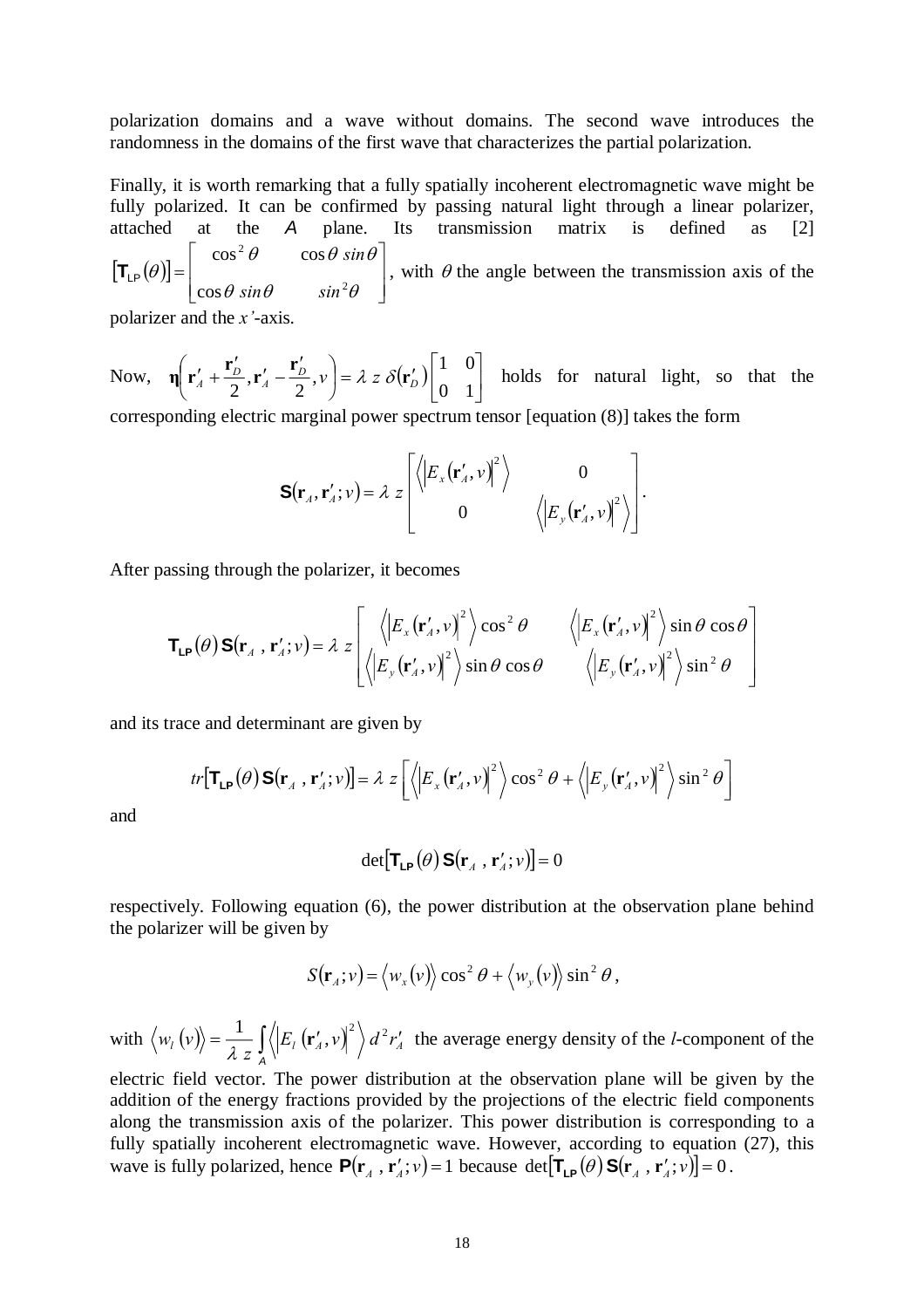polarization domains and a wave without domains. The second wave introduces the randomness in the domains of the first wave that characterizes the partial polarization.

Finally, it is worth remarking that a fully spatially incoherent electromagnetic wave might be fully polarized. It can be confirmed by passing natural light through a linear polarizer, attached at the $A$ plane. Its transmission matrix is defined as [2] $\left[\mathbf{T}_{\mathbf{LP}}(\theta)\right] = \begin{bmatrix} \cos^2\theta & \cos\theta\, sin\theta \\ \cos\theta\, sin\theta & sin^2\theta \end{bmatrix}$, with $\theta$ the angle between the transmission axis of the polarizer and the $x'$-axis.

Now, $\boldsymbol{\eta}\left(\mathbf{r}'_A + \frac{\mathbf{r}'_D}{2}, \mathbf{r}'_A - \frac{\mathbf{r}'_D}{2}, v\right) = \lambda\, z\, \delta(\mathbf{r}'_D)\begin{bmatrix} 1 & 0 \\ 0 & 1 \end{bmatrix}$ holds for natural light, so that the corresponding electric marginal power spectrum tensor [equation (8)] takes the form

$$\mathbf{S}(\mathbf{r}_A, \mathbf{r}'_A; v) = \lambda\, z \begin{bmatrix} \left\langle \left|E_x(\mathbf{r}'_A, v)\right|^2 \right\rangle & 0 \\ 0 & \left\langle \left|E_y(\mathbf{r}'_A, v)\right|^2 \right\rangle \end{bmatrix}.$$

After passing through the polarizer, it becomes

$$\mathbf{T}_{\mathbf{LP}}(\theta)\,\mathbf{S}(\mathbf{r}_A\,, \mathbf{r}'_A; v) = \lambda\, z \begin{bmatrix} \left\langle \left|E_x(\mathbf{r}'_A, v)\right|^2 \right\rangle \cos^2\theta & \left\langle \left|E_x(\mathbf{r}'_A, v)\right|^2 \right\rangle \sin\theta\,\cos\theta \\ \left\langle \left|E_y(\mathbf{r}'_A, v)\right|^2 \right\rangle \sin\theta\,\cos\theta & \left\langle \left|E_y(\mathbf{r}'_A, v)\right|^2 \right\rangle \sin^2\theta \end{bmatrix}$$

and its trace and determinant are given by

$$tr\left[\mathbf{T}_{\mathbf{LP}}(\theta)\,\mathbf{S}(\mathbf{r}_A\,, \mathbf{r}'_A; v)\right] = \lambda\, z \left[ \left\langle \left|E_x(\mathbf{r}'_A, v)\right|^2 \right\rangle \cos^2\theta + \left\langle \left|E_y(\mathbf{r}'_A, v)\right|^2 \right\rangle \sin^2\theta \right]$$

and

$$\det\left[\mathbf{T}_{\mathbf{LP}}(\theta)\,\mathbf{S}(\mathbf{r}_A\,, \mathbf{r}'_A; v)\right] = 0$$

respectively. Following equation (6), the power distribution at the observation plane behind the polarizer will be given by

$$S(\mathbf{r}_A; v) = \left\langle w_x(v) \right\rangle \cos^2\theta + \left\langle w_y(v) \right\rangle \sin^2\theta\,,$$

with $\left\langle w_l(v) \right\rangle = \frac{1}{\lambda\, z} \int_A \left\langle \left|E_l(\mathbf{r}'_A, v)\right|^2 \right\rangle d^2 r'_A$ the average energy density of the $l$-component of the electric field vector. The power distribution at the observation plane will be given by the addition of the energy fractions provided by the projections of the electric field components along the transmission axis of the polarizer. This power distribution is corresponding to a fully spatially incoherent electromagnetic wave. However, according to equation (27), this wave is fully polarized, hence $\mathbf{P}(\mathbf{r}_A\,, \mathbf{r}'_A; v) = 1$ because $\det\left[\mathbf{T}_{\mathbf{LP}}(\theta)\,\mathbf{S}(\mathbf{r}_A\,, \mathbf{r}'_A; v)\right] = 0$.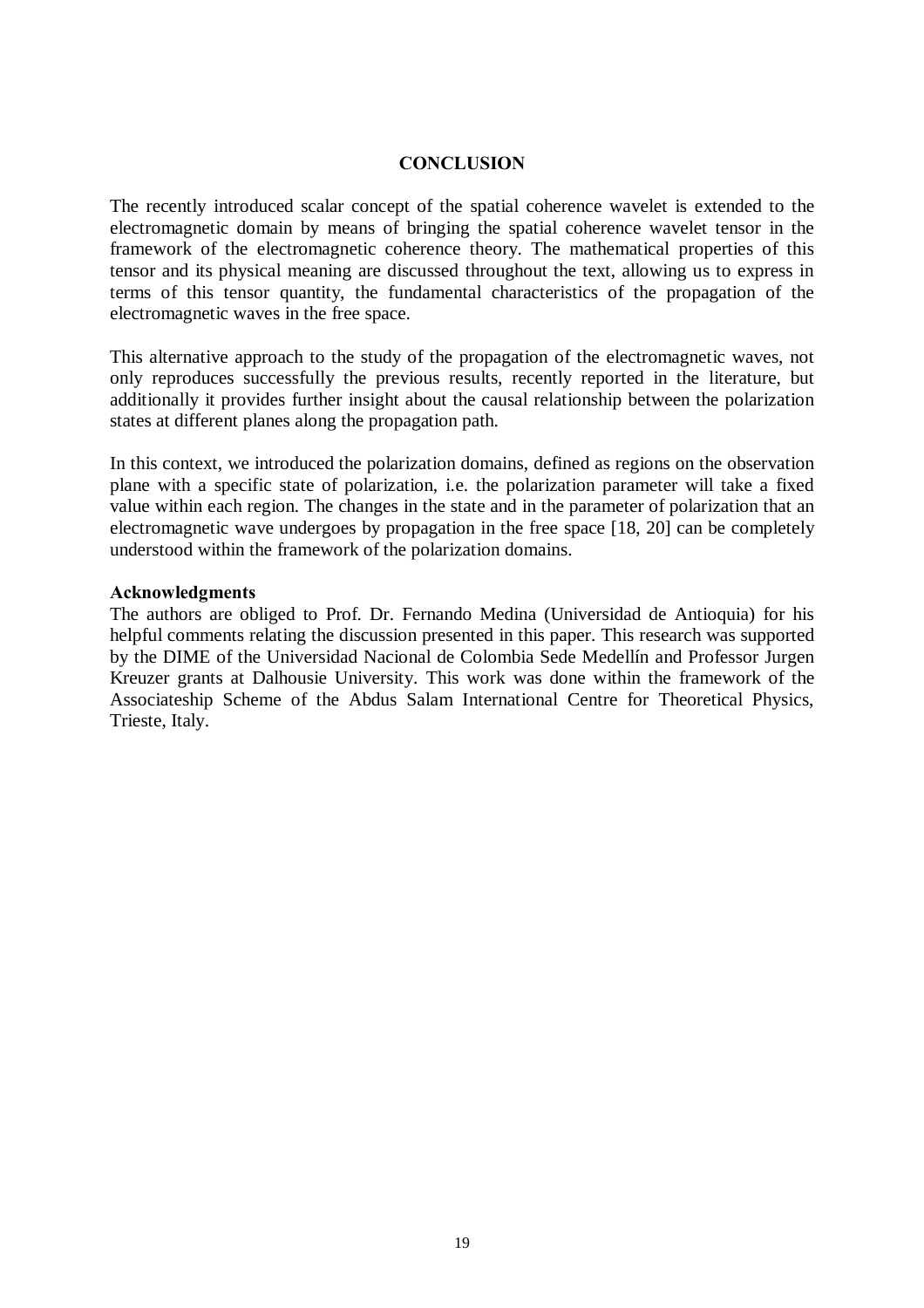## CONCLUSION

The recently introduced scalar concept of the spatial coherence wavelet is extended to the electromagnetic domain by means of bringing the spatial coherence wavelet tensor in the framework of the electromagnetic coherence theory. The mathematical properties of this tensor and its physical meaning are discussed throughout the text, allowing us to express in terms of this tensor quantity, the fundamental characteristics of the propagation of the electromagnetic waves in the free space.

This alternative approach to the study of the propagation of the electromagnetic waves, not only reproduces successfully the previous results, recently reported in the literature, but additionally it provides further insight about the causal relationship between the polarization states at different planes along the propagation path.

In this context, we introduced the polarization domains, defined as regions on the observation plane with a specific state of polarization, i.e. the polarization parameter will take a fixed value within each region. The changes in the state and in the parameter of polarization that an electromagnetic wave undergoes by propagation in the free space [18, 20] can be completely understood within the framework of the polarization domains.

**Acknowledgments**

The authors are obliged to Prof. Dr. Fernando Medina (Universidad de Antioquia) for his helpful comments relating the discussion presented in this paper. This research was supported by the DIME of the Universidad Nacional de Colombia Sede Medellín and Professor Jurgen Kreuzer grants at Dalhousie University. This work was done within the framework of the Associateship Scheme of the Abdus Salam International Centre for Theoretical Physics, Trieste, Italy.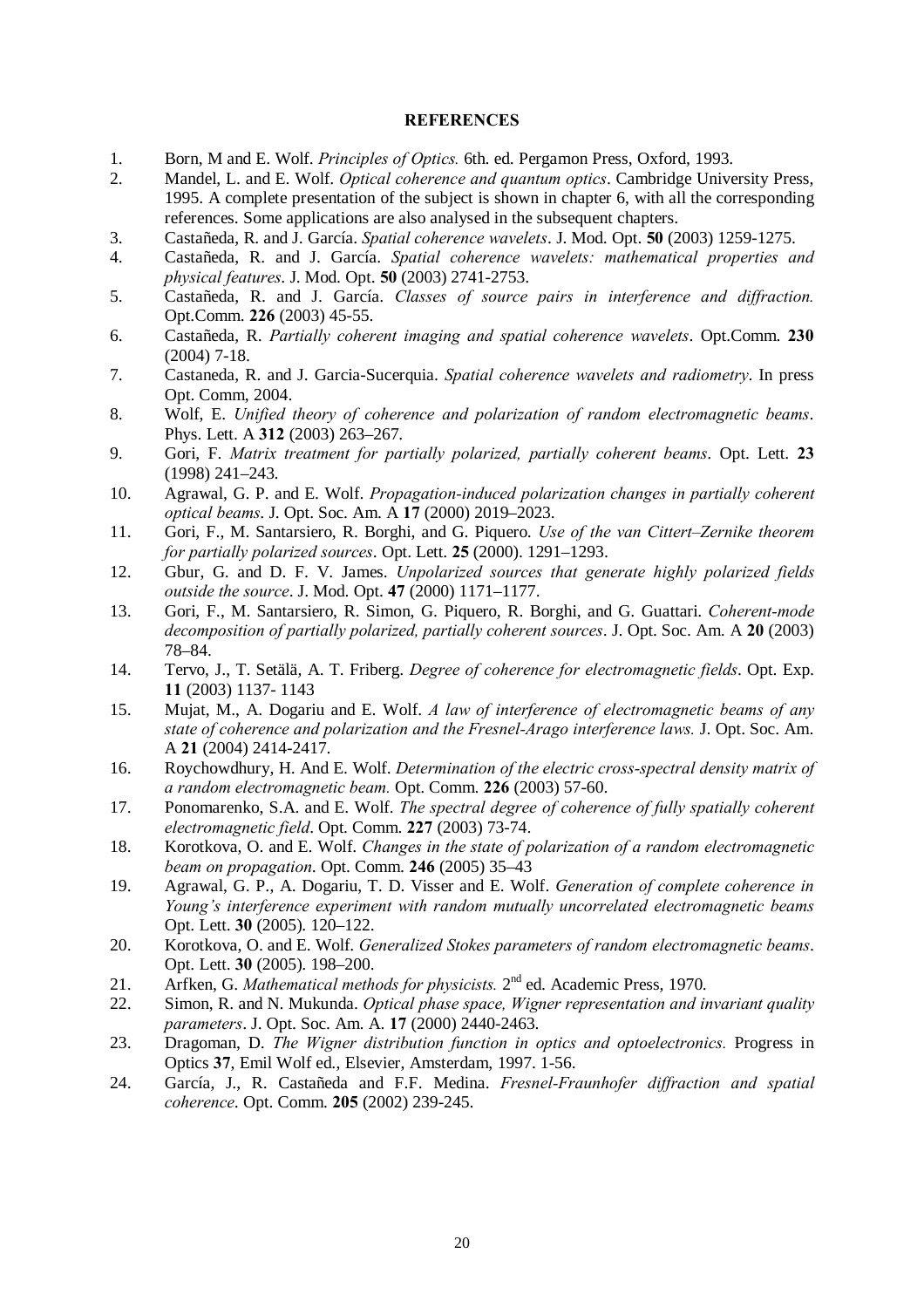**REFERENCES**

1. Born, M and E. Wolf. *Principles of Optics.* 6th. ed. Pergamon Press, Oxford, 1993.
2. Mandel, L. and E. Wolf. *Optical coherence and quantum optics*. Cambridge University Press, 1995. A complete presentation of the subject is shown in chapter 6, with all the corresponding references. Some applications are also analysed in the subsequent chapters.
3. Castañeda, R. and J. García. *Spatial coherence wavelets*. J. Mod. Opt. **50** (2003) 1259-1275.
4. Castañeda, R. and J. García. *Spatial coherence wavelets: mathematical properties and physical features*. J. Mod. Opt. **50** (2003) 2741-2753.
5. Castañeda, R. and J. García. *Classes of source pairs in interference and diffraction.* Opt.Comm. **226** (2003) 45-55.
6. Castañeda, R. *Partially coherent imaging and spatial coherence wavelets*. Opt.Comm. **230** (2004) 7-18.
7. Castaneda, R. and J. Garcia-Sucerquia. *Spatial coherence wavelets and radiometry*. In press Opt. Comm, 2004.
8. Wolf, E. *Unified theory of coherence and polarization of random electromagnetic beams*. Phys. Lett. A **312** (2003) 263–267.
9. Gori, F. *Matrix treatment for partially polarized, partially coherent beams*. Opt. Lett. **23** (1998) 241–243.
10. Agrawal, G. P. and E. Wolf. *Propagation-induced polarization changes in partially coherent optical beams*. J. Opt. Soc. Am. A **17** (2000) 2019–2023.
11. Gori, F., M. Santarsiero, R. Borghi, and G. Piquero. *Use of the van Cittert–Zernike theorem for partially polarized sources*. Opt. Lett. **25** (2000). 1291–1293.
12. Gbur, G. and D. F. V. James. *Unpolarized sources that generate highly polarized fields outside the source*. J. Mod. Opt. **47** (2000) 1171–1177.
13. Gori, F., M. Santarsiero, R. Simon, G. Piquero, R. Borghi, and G. Guattari. *Coherent-mode decomposition of partially polarized, partially coherent sources*. J. Opt. Soc. Am. A **20** (2003) 78–84.
14. Tervo, J., T. Setälä, A. T. Friberg. *Degree of coherence for electromagnetic fields*. Opt. Exp. **11** (2003) 1137- 1143
15. Mujat, M., A. Dogariu and E. Wolf. *A law of interference of electromagnetic beams of any state of coherence and polarization and the Fresnel-Arago interference laws.* J. Opt. Soc. Am. A **21** (2004) 2414-2417.
16. Roychowdhury, H. And E. Wolf. *Determination of the electric cross-spectral density matrix of a random electromagnetic beam.* Opt. Comm. **226** (2003) 57-60.
17. Ponomarenko, S.A. and E. Wolf. *The spectral degree of coherence of fully spatially coherent electromagnetic field*. Opt. Comm. **227** (2003) 73-74.
18. Korotkova, O. and E. Wolf. *Changes in the state of polarization of a random electromagnetic beam on propagation*. Opt. Comm. **246** (2005) 35–43
19. Agrawal, G. P., A. Dogariu, T. D. Visser and E. Wolf. *Generation of complete coherence in Young's interference experiment with random mutually uncorrelated electromagnetic beams* Opt. Lett. **30** (2005). 120–122.
20. Korotkova, O. and E. Wolf. *Generalized Stokes parameters of random electromagnetic beams*. Opt. Lett. **30** (2005). 198–200.
21. Arfken, G. *Mathematical methods for physicists.* 2nd ed. Academic Press, 1970.
22. Simon, R. and N. Mukunda. *Optical phase space, Wigner representation and invariant quality parameters*. J. Opt. Soc. Am. A. **17** (2000) 2440-2463.
23. Dragoman, D. *The Wigner distribution function in optics and optoelectronics.* Progress in Optics **37**, Emil Wolf ed., Elsevier, Amsterdam, 1997. 1-56.
24. García, J., R. Castañeda and F.F. Medina. *Fresnel-Fraunhofer diffraction and spatial coherence*. Opt. Comm. **205** (2002) 239-245.